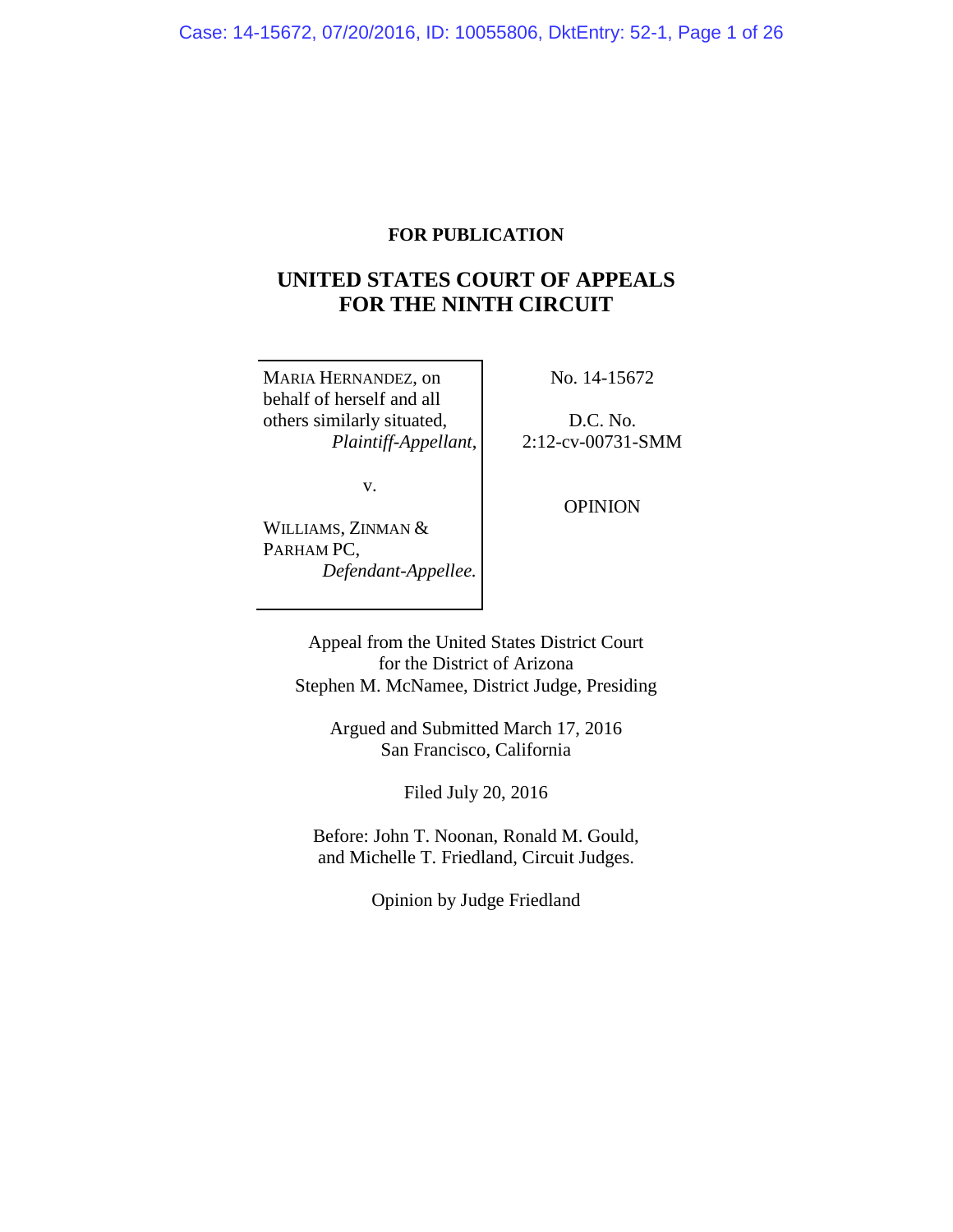**FOR PUBLICATION**

# UNITED STATES COURT OF APPEALS FOR THE NINTH CIRCUIT

| | |
|---|---|
| MARIA HERNANDEZ, on behalf of herself and all others similarly situated, *Plaintiff-Appellant*, | No. 14-15672 |
| v. | D.C. No. 2:12-cv-00731-SMM |
| WILLIAMS, ZINMAN & PARHAM PC, *Defendant-Appellee.* | OPINION |

Appeal from the United States District Court
for the District of Arizona
Stephen M. McNamee, District Judge, Presiding

Argued and Submitted March 17, 2016
San Francisco, California

Filed July 20, 2016

Before: John T. Noonan, Ronald M. Gould,
and Michelle T. Friedland, Circuit Judges.

Opinion by Judge Friedland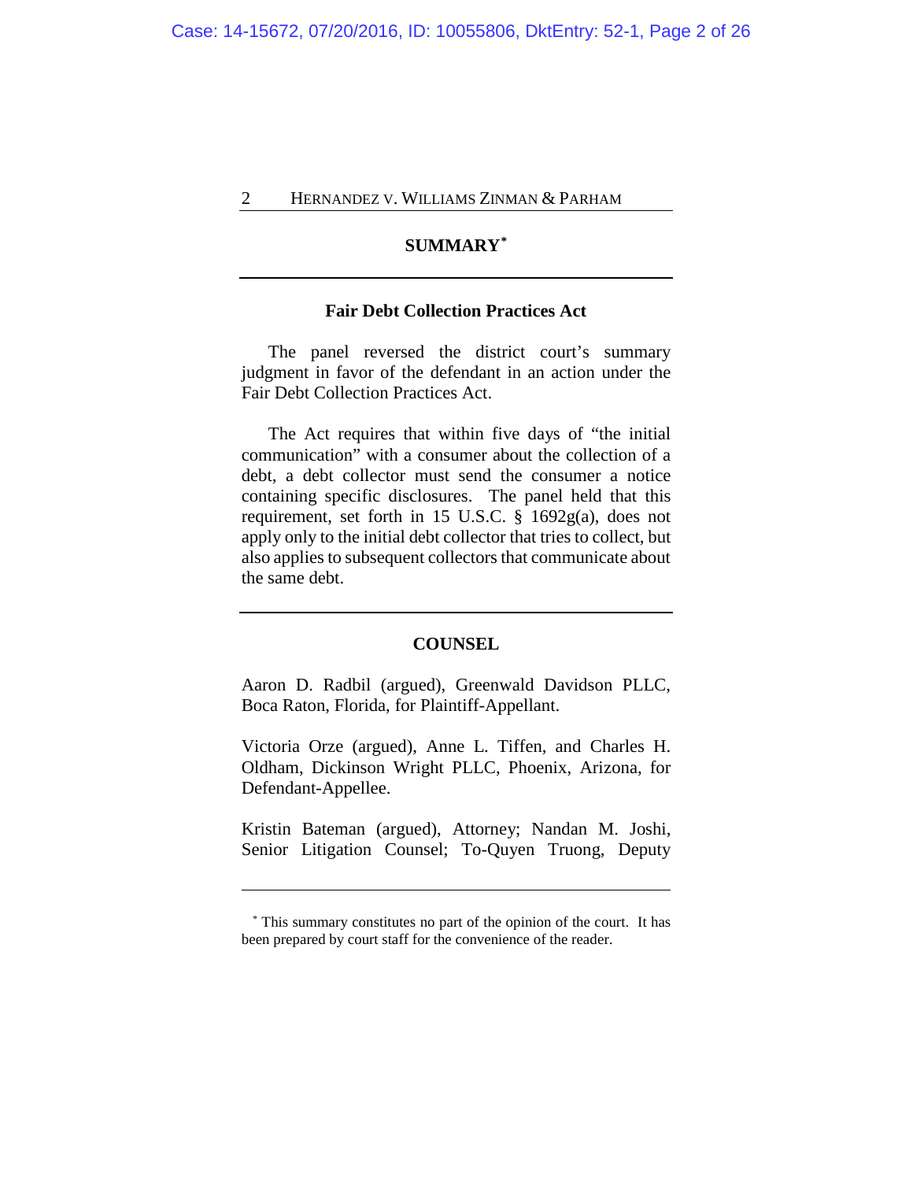## SUMMARY[*]

### Fair Debt Collection Practices Act

The panel reversed the district court's summary judgment in favor of the defendant in an action under the Fair Debt Collection Practices Act.

The Act requires that within five days of "the initial communication" with a consumer about the collection of a debt, a debt collector must send the consumer a notice containing specific disclosures. The panel held that this requirement, set forth in 15 U.S.C. § 1692g(a), does not apply only to the initial debt collector that tries to collect, but also applies to subsequent collectors that communicate about the same debt.

## COUNSEL

Aaron D. Radbil (argued), Greenwald Davidson PLLC, Boca Raton, Florida, for Plaintiff-Appellant.

Victoria Orze (argued), Anne L. Tiffen, and Charles H. Oldham, Dickinson Wright PLLC, Phoenix, Arizona, for Defendant-Appellee.

Kristin Bateman (argued), Attorney; Nandan M. Joshi, Senior Litigation Counsel; To-Quyen Truong, Deputy

[*] This summary constitutes no part of the opinion of the court. It has been prepared by court staff for the convenience of the reader.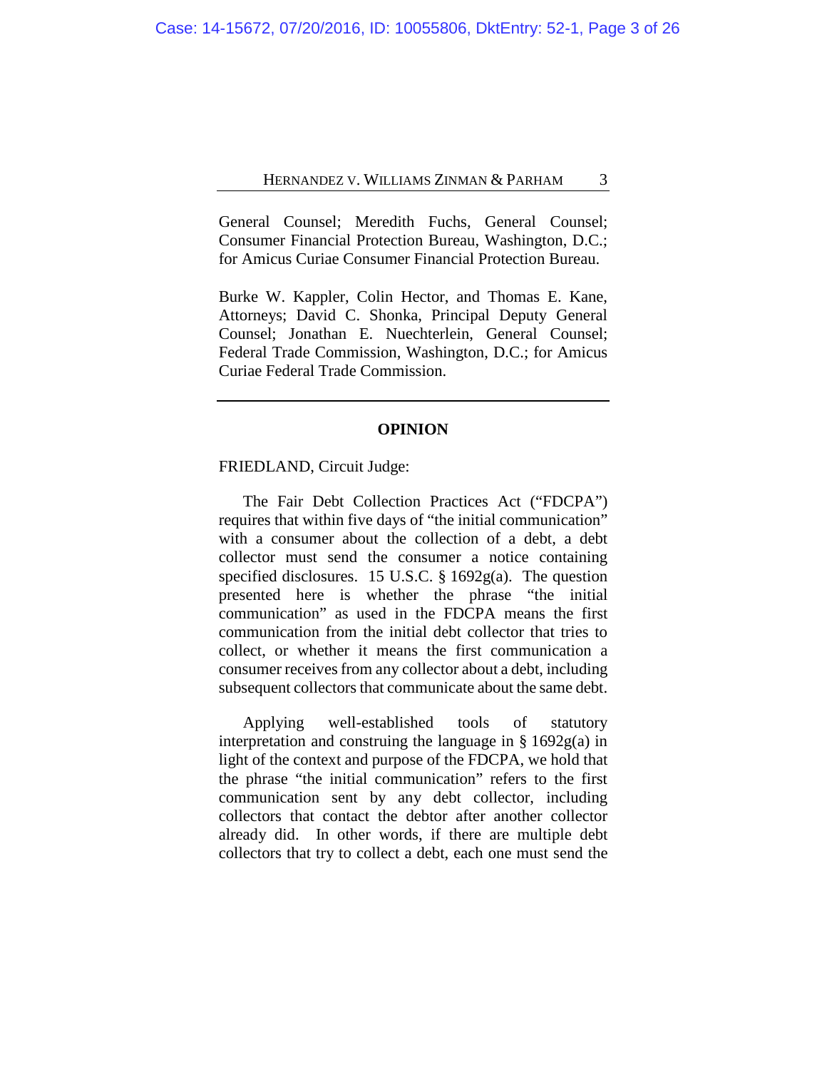General Counsel; Meredith Fuchs, General Counsel; Consumer Financial Protection Bureau, Washington, D.C.; for Amicus Curiae Consumer Financial Protection Bureau.

Burke W. Kappler, Colin Hector, and Thomas E. Kane, Attorneys; David C. Shonka, Principal Deputy General Counsel; Jonathan E. Nuechterlein, General Counsel; Federal Trade Commission, Washington, D.C.; for Amicus Curiae Federal Trade Commission.

---

## OPINION

FRIEDLAND, Circuit Judge:

The Fair Debt Collection Practices Act ("FDCPA") requires that within five days of "the initial communication" with a consumer about the collection of a debt, a debt collector must send the consumer a notice containing specified disclosures. 15 U.S.C. § 1692g(a). The question presented here is whether the phrase "the initial communication" as used in the FDCPA means the first communication from the initial debt collector that tries to collect, or whether it means the first communication a consumer receives from any collector about a debt, including subsequent collectors that communicate about the same debt.

Applying well-established tools of statutory interpretation and construing the language in § 1692g(a) in light of the context and purpose of the FDCPA, we hold that the phrase "the initial communication" refers to the first communication sent by any debt collector, including collectors that contact the debtor after another collector already did. In other words, if there are multiple debt collectors that try to collect a debt, each one must send the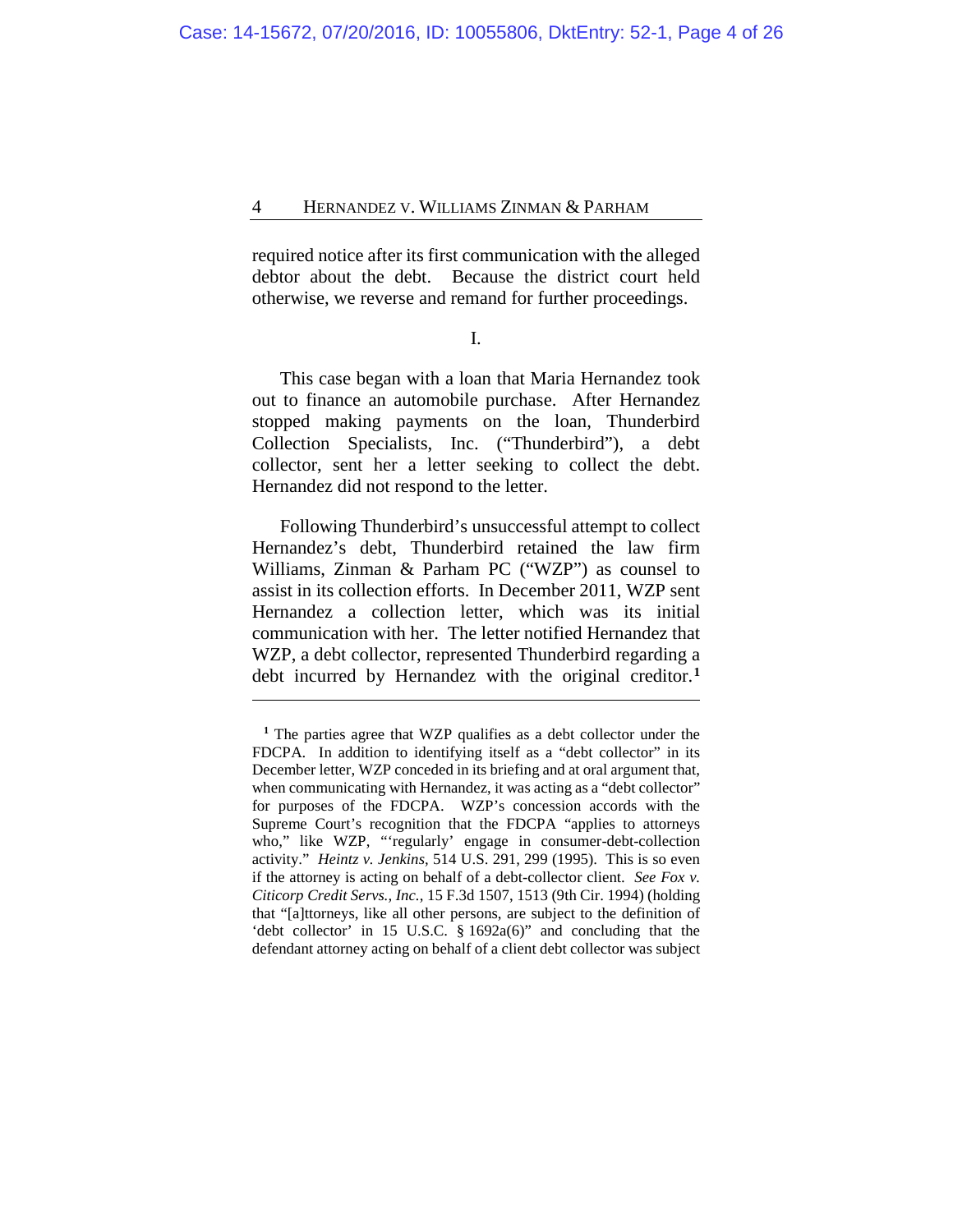required notice after its first communication with the alleged debtor about the debt. Because the district court held otherwise, we reverse and remand for further proceedings.

I.

This case began with a loan that Maria Hernandez took out to finance an automobile purchase. After Hernandez stopped making payments on the loan, Thunderbird Collection Specialists, Inc. ("Thunderbird"), a debt collector, sent her a letter seeking to collect the debt. Hernandez did not respond to the letter.

Following Thunderbird's unsuccessful attempt to collect Hernandez's debt, Thunderbird retained the law firm Williams, Zinman & Parham PC ("WZP") as counsel to assist in its collection efforts. In December 2011, WZP sent Hernandez a collection letter, which was its initial communication with her. The letter notified Hernandez that WZP, a debt collector, represented Thunderbird regarding a debt incurred by Hernandez with the original creditor.[1]

---

[1] The parties agree that WZP qualifies as a debt collector under the FDCPA. In addition to identifying itself as a "debt collector" in its December letter, WZP conceded in its briefing and at oral argument that, when communicating with Hernandez, it was acting as a "debt collector" for purposes of the FDCPA. WZP's concession accords with the Supreme Court's recognition that the FDCPA "applies to attorneys who," like WZP, "'regularly' engage in consumer-debt-collection activity." *Heintz v. Jenkins*, 514 U.S. 291, 299 (1995). This is so even if the attorney is acting on behalf of a debt-collector client. *See Fox v. Citicorp Credit Servs., Inc.*, 15 F.3d 1507, 1513 (9th Cir. 1994) (holding that "[a]ttorneys, like all other persons, are subject to the definition of 'debt collector' in 15 U.S.C. § 1692a(6)" and concluding that the defendant attorney acting on behalf of a client debt collector was subject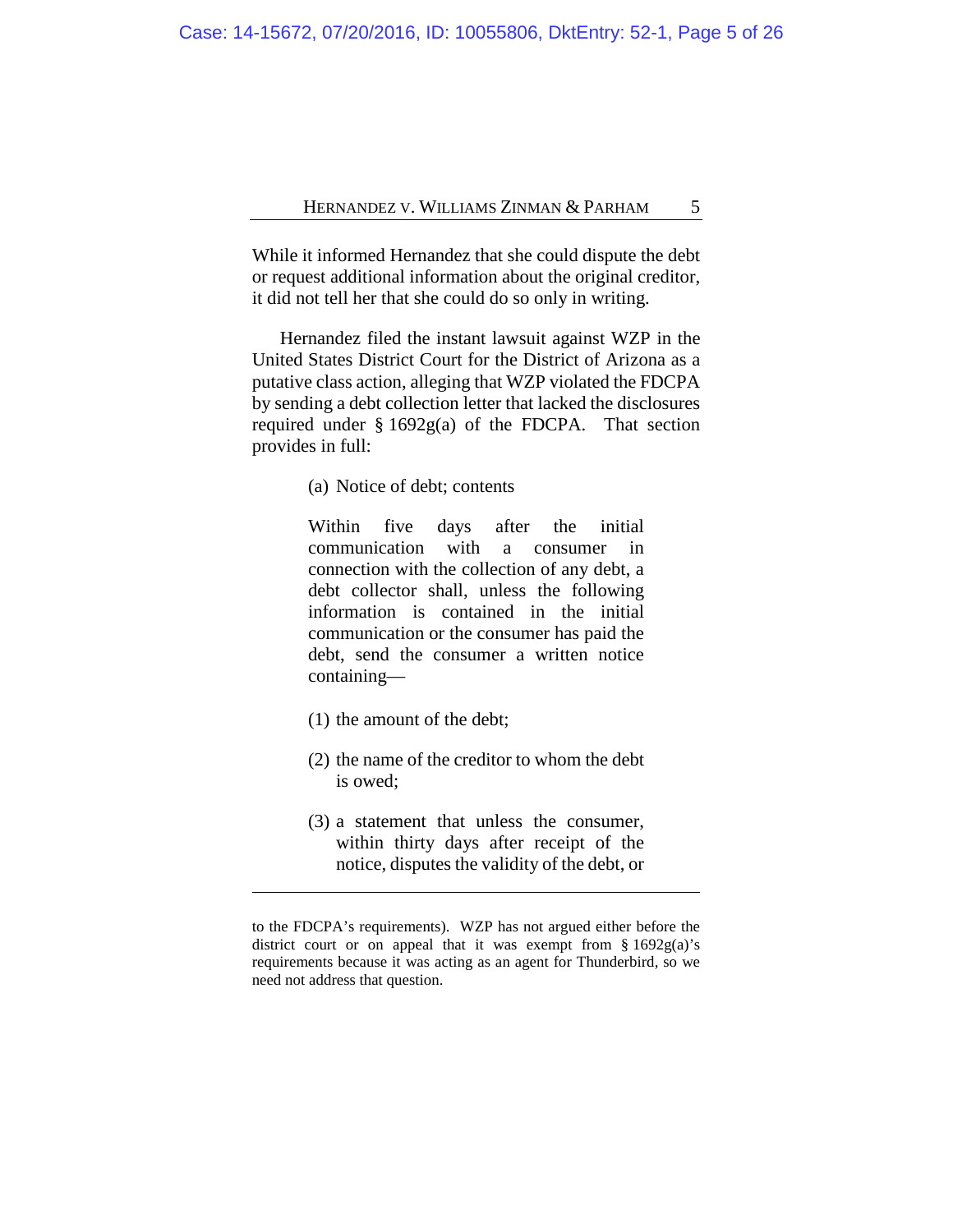While it informed Hernandez that she could dispute the debt or request additional information about the original creditor, it did not tell her that she could do so only in writing.

Hernandez filed the instant lawsuit against WZP in the United States District Court for the District of Arizona as a putative class action, alleging that WZP violated the FDCPA by sending a debt collection letter that lacked the disclosures required under § 1692g(a) of the FDCPA. That section provides in full:

> (a) Notice of debt; contents
>
> Within five days after the initial communication with a consumer in connection with the collection of any debt, a debt collector shall, unless the following information is contained in the initial communication or the consumer has paid the debt, send the consumer a written notice containing—
>
> (1) the amount of the debt;
>
> (2) the name of the creditor to whom the debt is owed;
>
> (3) a statement that unless the consumer, within thirty days after receipt of the notice, disputes the validity of the debt, or

---

to the FDCPA's requirements). WZP has not argued either before the district court or on appeal that it was exempt from § 1692g(a)'s requirements because it was acting as an agent for Thunderbird, so we need not address that question.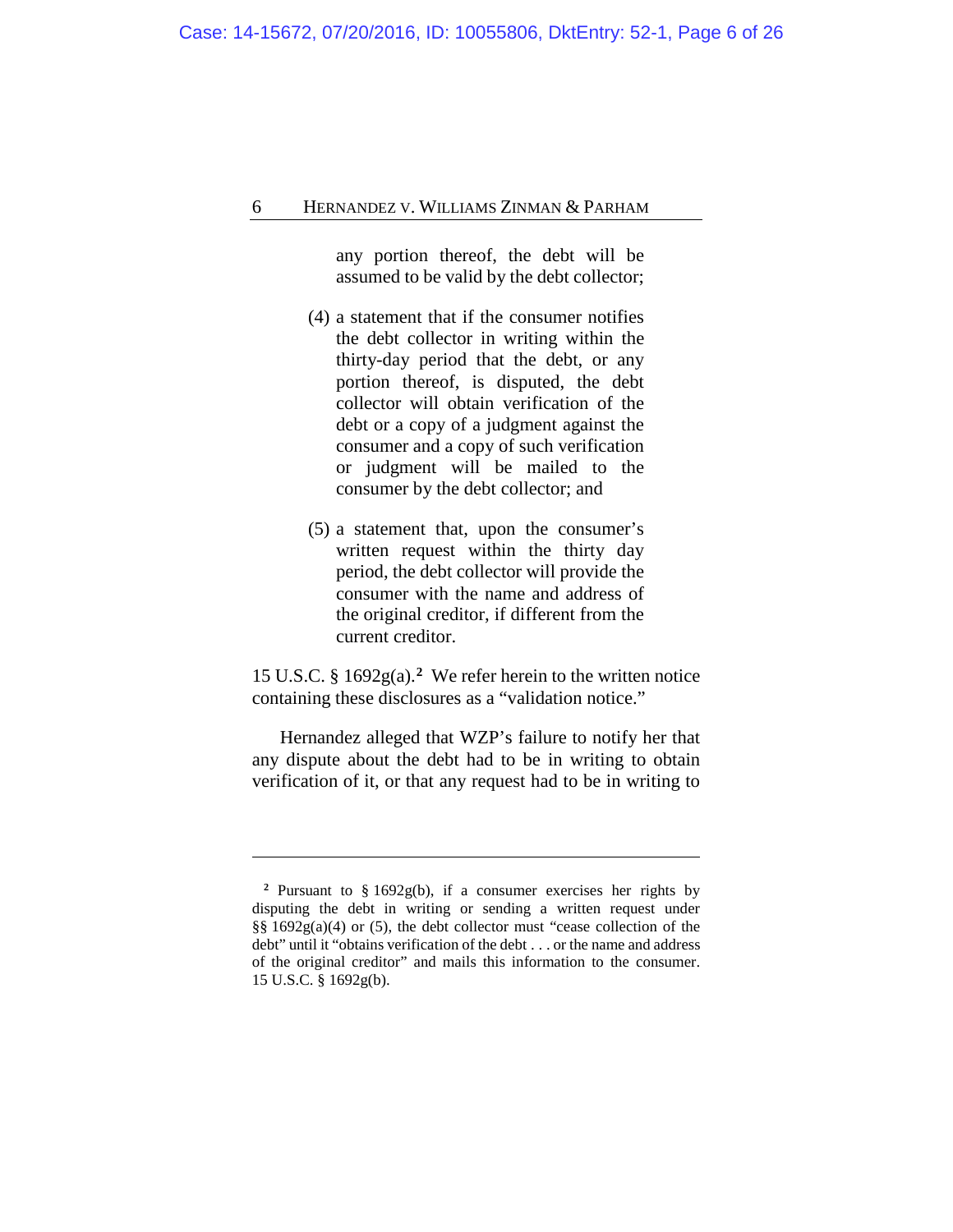> any portion thereof, the debt will be assumed to be valid by the debt collector;
>
> (4) a statement that if the consumer notifies the debt collector in writing within the thirty-day period that the debt, or any portion thereof, is disputed, the debt collector will obtain verification of the debt or a copy of a judgment against the consumer and a copy of such verification or judgment will be mailed to the consumer by the debt collector; and
>
> (5) a statement that, upon the consumer's written request within the thirty day period, the debt collector will provide the consumer with the name and address of the original creditor, if different from the current creditor.

15 U.S.C. § 1692g(a).[2] We refer herein to the written notice containing these disclosures as a "validation notice."

Hernandez alleged that WZP's failure to notify her that any dispute about the debt had to be in writing to obtain verification of it, or that any request had to be in writing to

---

[2] Pursuant to § 1692g(b), if a consumer exercises her rights by disputing the debt in writing or sending a written request under §§ 1692g(a)(4) or (5), the debt collector must "cease collection of the debt" until it "obtains verification of the debt . . . or the name and address of the original creditor" and mails this information to the consumer. 15 U.S.C. § 1692g(b).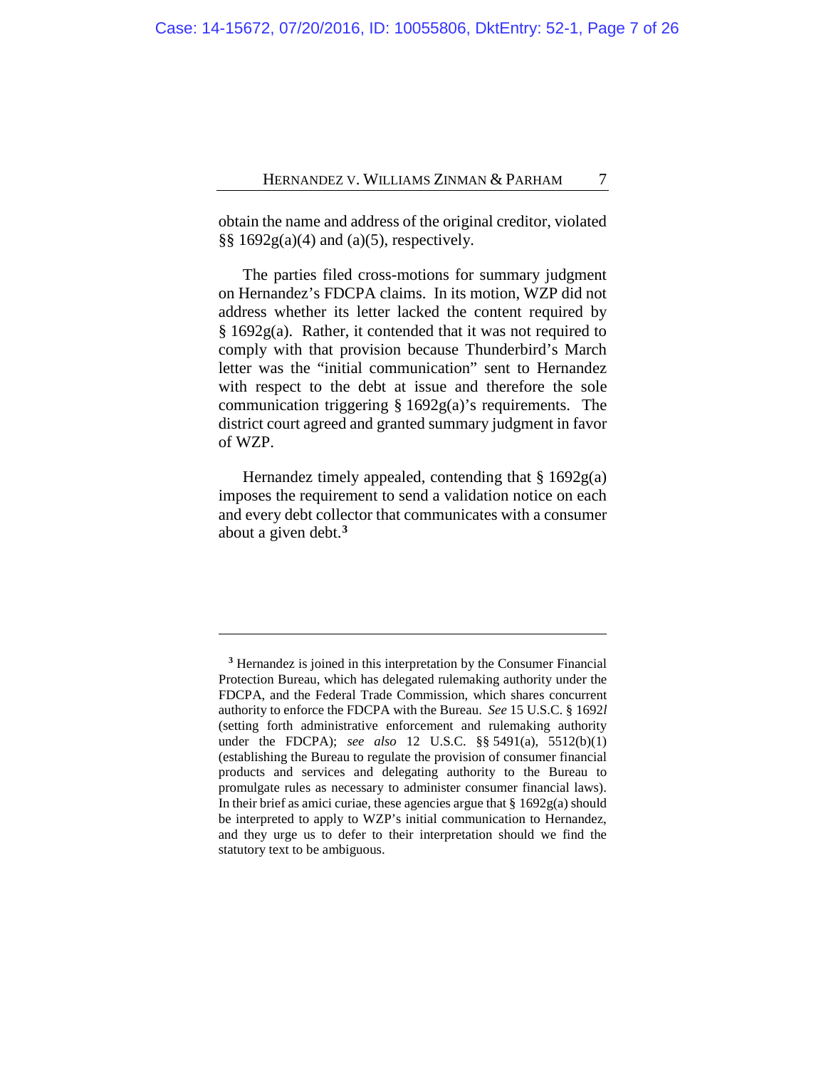obtain the name and address of the original creditor, violated §§ 1692g(a)(4) and (a)(5), respectively.

The parties filed cross-motions for summary judgment on Hernandez's FDCPA claims. In its motion, WZP did not address whether its letter lacked the content required by § 1692g(a). Rather, it contended that it was not required to comply with that provision because Thunderbird's March letter was the "initial communication" sent to Hernandez with respect to the debt at issue and therefore the sole communication triggering § 1692g(a)'s requirements. The district court agreed and granted summary judgment in favor of WZP.

Hernandez timely appealed, contending that § 1692g(a) imposes the requirement to send a validation notice on each and every debt collector that communicates with a consumer about a given debt.[3]

---

[3] Hernandez is joined in this interpretation by the Consumer Financial Protection Bureau, which has delegated rulemaking authority under the FDCPA, and the Federal Trade Commission, which shares concurrent authority to enforce the FDCPA with the Bureau. *See* 15 U.S.C. § 1692*l* (setting forth administrative enforcement and rulemaking authority under the FDCPA); *see also* 12 U.S.C. §§ 5491(a), 5512(b)(1) (establishing the Bureau to regulate the provision of consumer financial products and services and delegating authority to the Bureau to promulgate rules as necessary to administer consumer financial laws). In their brief as amici curiae, these agencies argue that § 1692g(a) should be interpreted to apply to WZP's initial communication to Hernandez, and they urge us to defer to their interpretation should we find the statutory text to be ambiguous.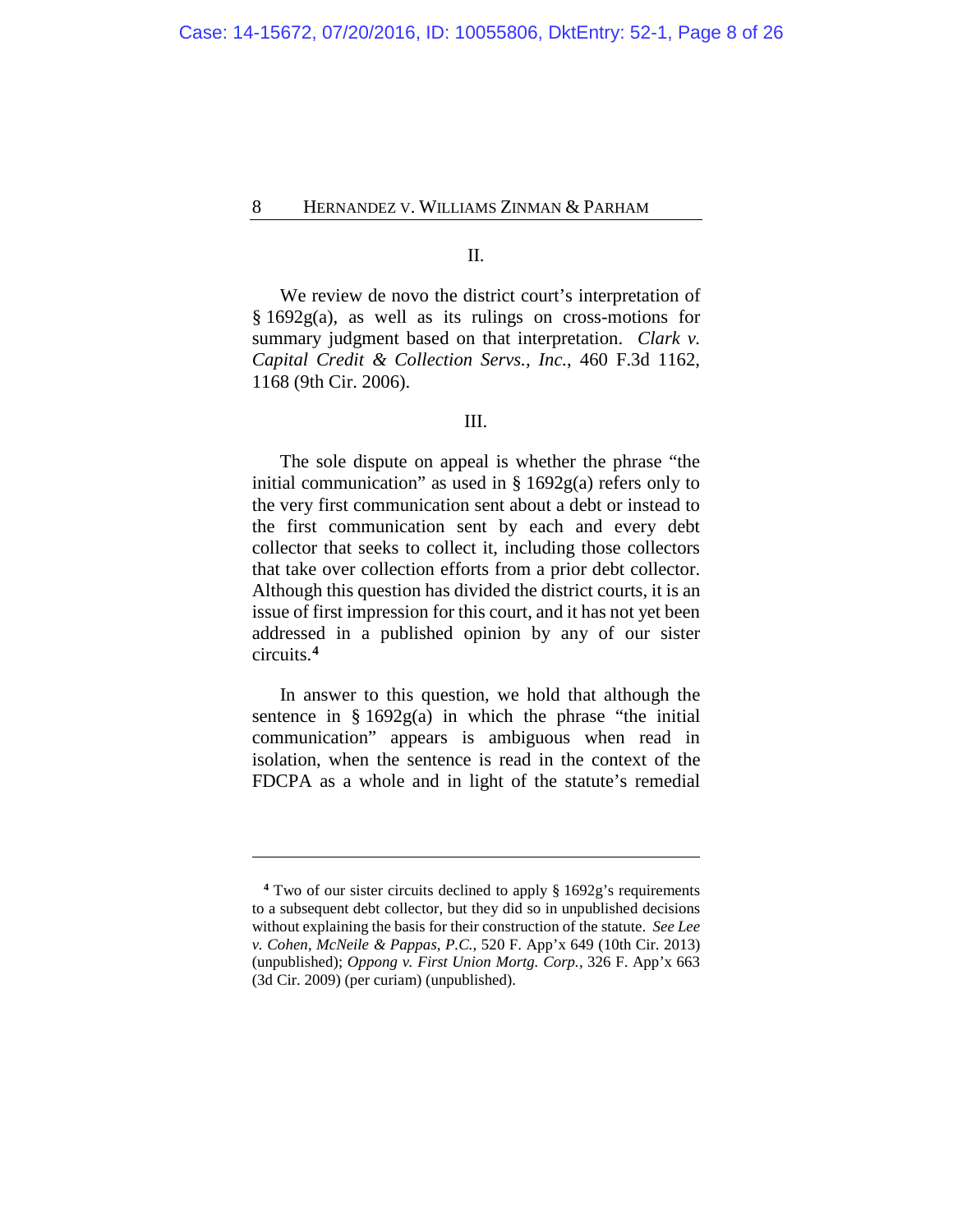## II.

We review de novo the district court's interpretation of § 1692g(a), as well as its rulings on cross-motions for summary judgment based on that interpretation. *Clark v. Capital Credit & Collection Servs., Inc.*, 460 F.3d 1162, 1168 (9th Cir. 2006).

## III.

The sole dispute on appeal is whether the phrase "the initial communication" as used in § 1692g(a) refers only to the very first communication sent about a debt or instead to the first communication sent by each and every debt collector that seeks to collect it, including those collectors that take over collection efforts from a prior debt collector. Although this question has divided the district courts, it is an issue of first impression for this court, and it has not yet been addressed in a published opinion by any of our sister circuits.[4]

In answer to this question, we hold that although the sentence in § 1692g(a) in which the phrase "the initial communication" appears is ambiguous when read in isolation, when the sentence is read in the context of the FDCPA as a whole and in light of the statute's remedial

---

[4] Two of our sister circuits declined to apply § 1692g's requirements to a subsequent debt collector, but they did so in unpublished decisions without explaining the basis for their construction of the statute. *See Lee v. Cohen, McNeile & Pappas, P.C.*, 520 F. App'x 649 (10th Cir. 2013) (unpublished); *Oppong v. First Union Mortg. Corp.*, 326 F. App'x 663 (3d Cir. 2009) (per curiam) (unpublished).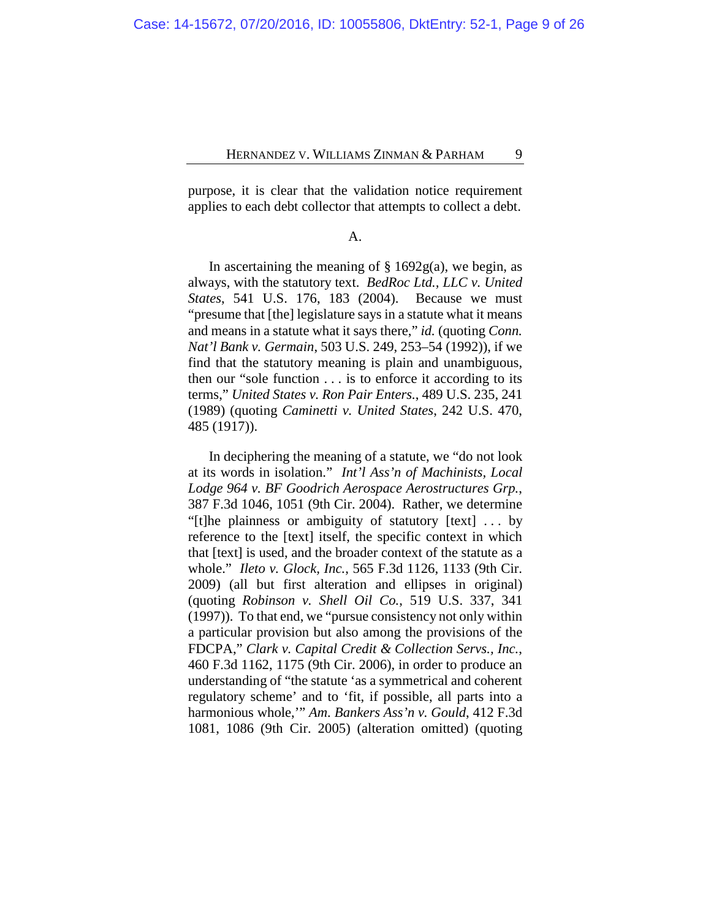purpose, it is clear that the validation notice requirement applies to each debt collector that attempts to collect a debt.

### A.

In ascertaining the meaning of § 1692g(a), we begin, as always, with the statutory text. *BedRoc Ltd., LLC v. United States*, 541 U.S. 176, 183 (2004). Because we must "presume that [the] legislature says in a statute what it means and means in a statute what it says there," *id.* (quoting *Conn. Nat'l Bank v. Germain*, 503 U.S. 249, 253–54 (1992)), if we find that the statutory meaning is plain and unambiguous, then our "sole function . . . is to enforce it according to its terms," *United States v. Ron Pair Enters.*, 489 U.S. 235, 241 (1989) (quoting *Caminetti v. United States*, 242 U.S. 470, 485 (1917)).

In deciphering the meaning of a statute, we "do not look at its words in isolation." *Int'l Ass'n of Machinists, Local Lodge 964 v. BF Goodrich Aerospace Aerostructures Grp.*, 387 F.3d 1046, 1051 (9th Cir. 2004). Rather, we determine "[t]he plainness or ambiguity of statutory [text] . . . by reference to the [text] itself, the specific context in which that [text] is used, and the broader context of the statute as a whole." *Ileto v. Glock, Inc.*, 565 F.3d 1126, 1133 (9th Cir. 2009) (all but first alteration and ellipses in original) (quoting *Robinson v. Shell Oil Co.*, 519 U.S. 337, 341 (1997)). To that end, we "pursue consistency not only within a particular provision but also among the provisions of the FDCPA," *Clark v. Capital Credit & Collection Servs., Inc.*, 460 F.3d 1162, 1175 (9th Cir. 2006), in order to produce an understanding of "the statute 'as a symmetrical and coherent regulatory scheme' and to 'fit, if possible, all parts into a harmonious whole,'" *Am. Bankers Ass'n v. Gould*, 412 F.3d 1081, 1086 (9th Cir. 2005) (alteration omitted) (quoting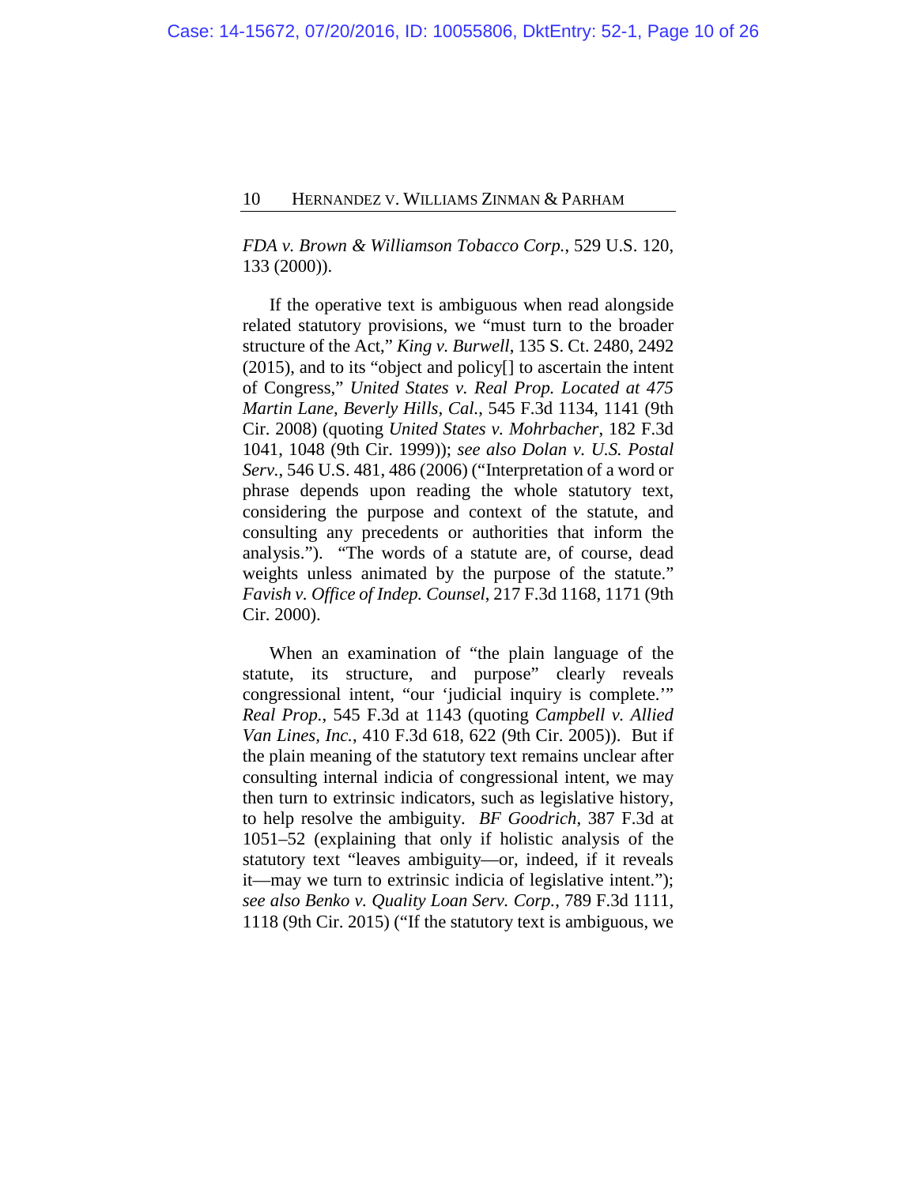*FDA v. Brown & Williamson Tobacco Corp.*, 529 U.S. 120, 133 (2000)).

If the operative text is ambiguous when read alongside related statutory provisions, we "must turn to the broader structure of the Act," *King v. Burwell*, 135 S. Ct. 2480, 2492 (2015), and to its "object and policy[] to ascertain the intent of Congress," *United States v. Real Prop. Located at 475 Martin Lane, Beverly Hills, Cal.*, 545 F.3d 1134, 1141 (9th Cir. 2008) (quoting *United States v. Mohrbacher*, 182 F.3d 1041, 1048 (9th Cir. 1999)); *see also Dolan v. U.S. Postal Serv.*, 546 U.S. 481, 486 (2006) ("Interpretation of a word or phrase depends upon reading the whole statutory text, considering the purpose and context of the statute, and consulting any precedents or authorities that inform the analysis."). "The words of a statute are, of course, dead weights unless animated by the purpose of the statute." *Favish v. Office of Indep. Counsel*, 217 F.3d 1168, 1171 (9th Cir. 2000).

When an examination of "the plain language of the statute, its structure, and purpose" clearly reveals congressional intent, "our 'judicial inquiry is complete.'" *Real Prop.*, 545 F.3d at 1143 (quoting *Campbell v. Allied Van Lines, Inc.*, 410 F.3d 618, 622 (9th Cir. 2005)). But if the plain meaning of the statutory text remains unclear after consulting internal indicia of congressional intent, we may then turn to extrinsic indicators, such as legislative history, to help resolve the ambiguity. *BF Goodrich*, 387 F.3d at 1051–52 (explaining that only if holistic analysis of the statutory text "leaves ambiguity—or, indeed, if it reveals it—may we turn to extrinsic indicia of legislative intent."); *see also Benko v. Quality Loan Serv. Corp.*, 789 F.3d 1111, 1118 (9th Cir. 2015) ("If the statutory text is ambiguous, we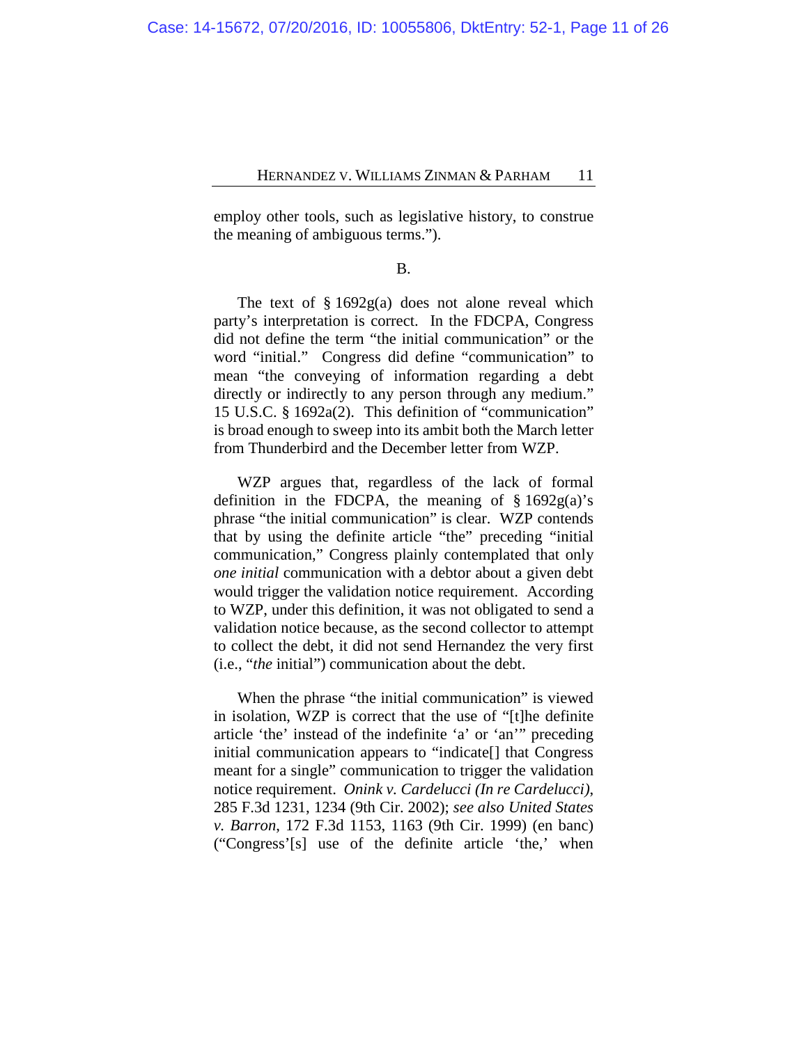employ other tools, such as legislative history, to construe the meaning of ambiguous terms.").

B.

The text of § 1692g(a) does not alone reveal which party's interpretation is correct. In the FDCPA, Congress did not define the term "the initial communication" or the word "initial." Congress did define "communication" to mean "the conveying of information regarding a debt directly or indirectly to any person through any medium." 15 U.S.C. § 1692a(2). This definition of "communication" is broad enough to sweep into its ambit both the March letter from Thunderbird and the December letter from WZP.

WZP argues that, regardless of the lack of formal definition in the FDCPA, the meaning of § 1692g(a)'s phrase "the initial communication" is clear. WZP contends that by using the definite article "the" preceding "initial communication," Congress plainly contemplated that only *one initial* communication with a debtor about a given debt would trigger the validation notice requirement. According to WZP, under this definition, it was not obligated to send a validation notice because, as the second collector to attempt to collect the debt, it did not send Hernandez the very first (i.e., "*the* initial") communication about the debt.

When the phrase "the initial communication" is viewed in isolation, WZP is correct that the use of "[t]he definite article 'the' instead of the indefinite 'a' or 'an'" preceding initial communication appears to "indicate[] that Congress meant for a single" communication to trigger the validation notice requirement. *Onink v. Cardelucci (In re Cardelucci)*, 285 F.3d 1231, 1234 (9th Cir. 2002); *see also United States v. Barron*, 172 F.3d 1153, 1163 (9th Cir. 1999) (en banc) ("Congress'[s] use of the definite article 'the,' when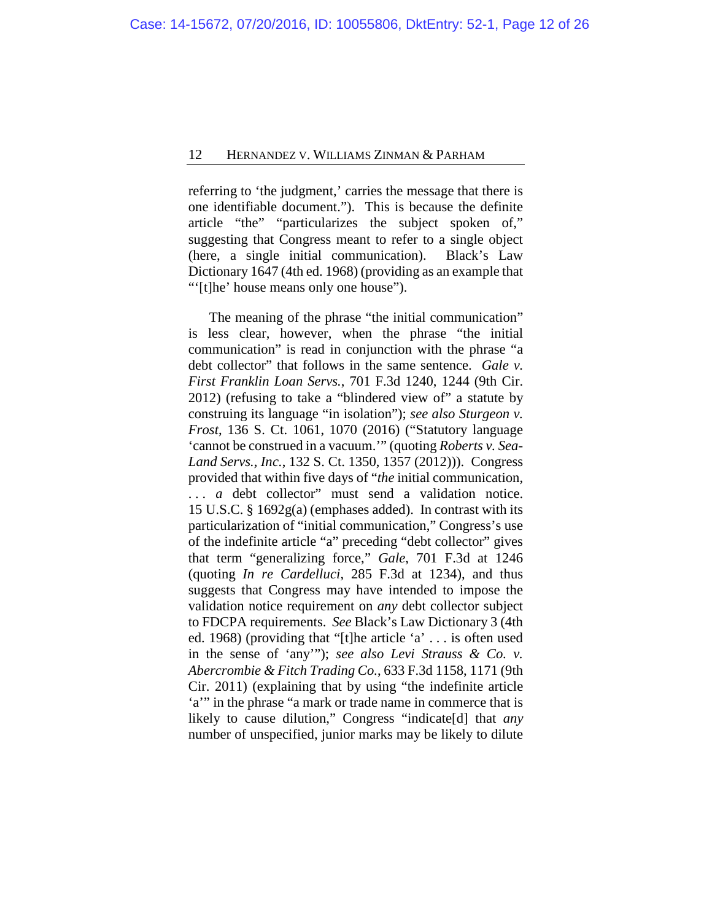referring to 'the judgment,' carries the message that there is one identifiable document."). This is because the definite article "the" "particularizes the subject spoken of," suggesting that Congress meant to refer to a single object (here, a single initial communication). Black's Law Dictionary 1647 (4th ed. 1968) (providing as an example that "'[t]he' house means only one house").

The meaning of the phrase "the initial communication" is less clear, however, when the phrase "the initial communication" is read in conjunction with the phrase "a debt collector" that follows in the same sentence. *Gale v. First Franklin Loan Servs.*, 701 F.3d 1240, 1244 (9th Cir. 2012) (refusing to take a "blindered view of" a statute by construing its language "in isolation"); *see also Sturgeon v. Frost*, 136 S. Ct. 1061, 1070 (2016) ("Statutory language 'cannot be construed in a vacuum.'" (quoting *Roberts v. Sea-Land Servs., Inc.*, 132 S. Ct. 1350, 1357 (2012))). Congress provided that within five days of "*the* initial communication, . . . *a* debt collector" must send a validation notice. 15 U.S.C. § 1692g(a) (emphases added). In contrast with its particularization of "initial communication," Congress's use of the indefinite article "a" preceding "debt collector" gives that term "generalizing force," *Gale*, 701 F.3d at 1246 (quoting *In re Cardelluci*, 285 F.3d at 1234), and thus suggests that Congress may have intended to impose the validation notice requirement on *any* debt collector subject to FDCPA requirements. *See* Black's Law Dictionary 3 (4th ed. 1968) (providing that "[t]he article 'a' . . . is often used in the sense of 'any'"); *see also Levi Strauss & Co. v. Abercrombie & Fitch Trading Co.*, 633 F.3d 1158, 1171 (9th Cir. 2011) (explaining that by using "the indefinite article 'a'" in the phrase "a mark or trade name in commerce that is likely to cause dilution," Congress "indicate[d] that *any* number of unspecified, junior marks may be likely to dilute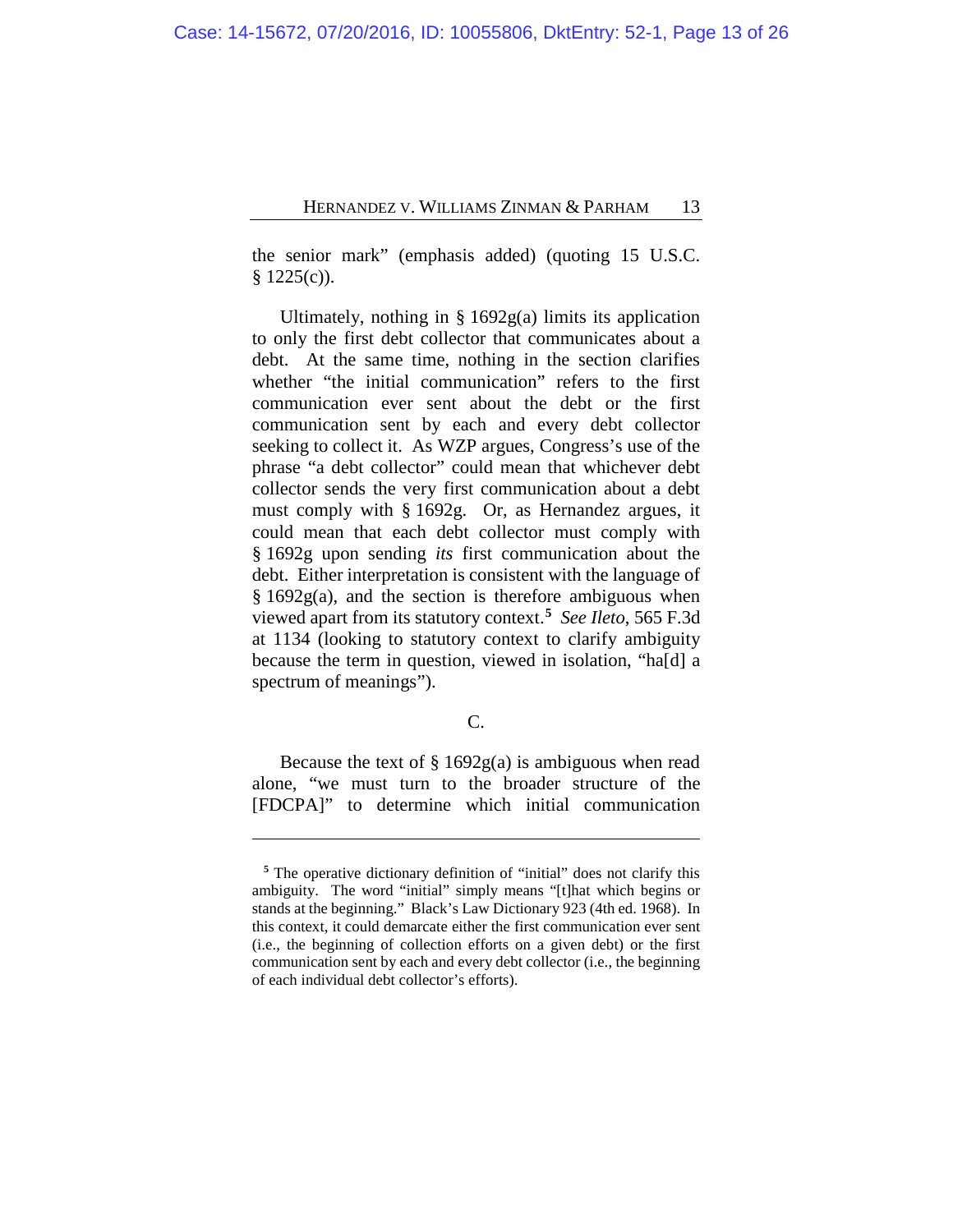the senior mark" (emphasis added) (quoting 15 U.S.C. § 1225(c)).

Ultimately, nothing in § 1692g(a) limits its application to only the first debt collector that communicates about a debt. At the same time, nothing in the section clarifies whether "the initial communication" refers to the first communication ever sent about the debt or the first communication sent by each and every debt collector seeking to collect it. As WZP argues, Congress's use of the phrase "a debt collector" could mean that whichever debt collector sends the very first communication about a debt must comply with § 1692g. Or, as Hernandez argues, it could mean that each debt collector must comply with § 1692g upon sending *its* first communication about the debt. Either interpretation is consistent with the language of § 1692g(a), and the section is therefore ambiguous when viewed apart from its statutory context.[5] *See Ileto*, 565 F.3d at 1134 (looking to statutory context to clarify ambiguity because the term in question, viewed in isolation, "ha[d] a spectrum of meanings").

### C.

Because the text of § 1692g(a) is ambiguous when read alone, "we must turn to the broader structure of the [FDCPA]" to determine which initial communication

---

[5] The operative dictionary definition of "initial" does not clarify this ambiguity. The word "initial" simply means "[t]hat which begins or stands at the beginning." Black's Law Dictionary 923 (4th ed. 1968). In this context, it could demarcate either the first communication ever sent (i.e., the beginning of collection efforts on a given debt) or the first communication sent by each and every debt collector (i.e., the beginning of each individual debt collector's efforts).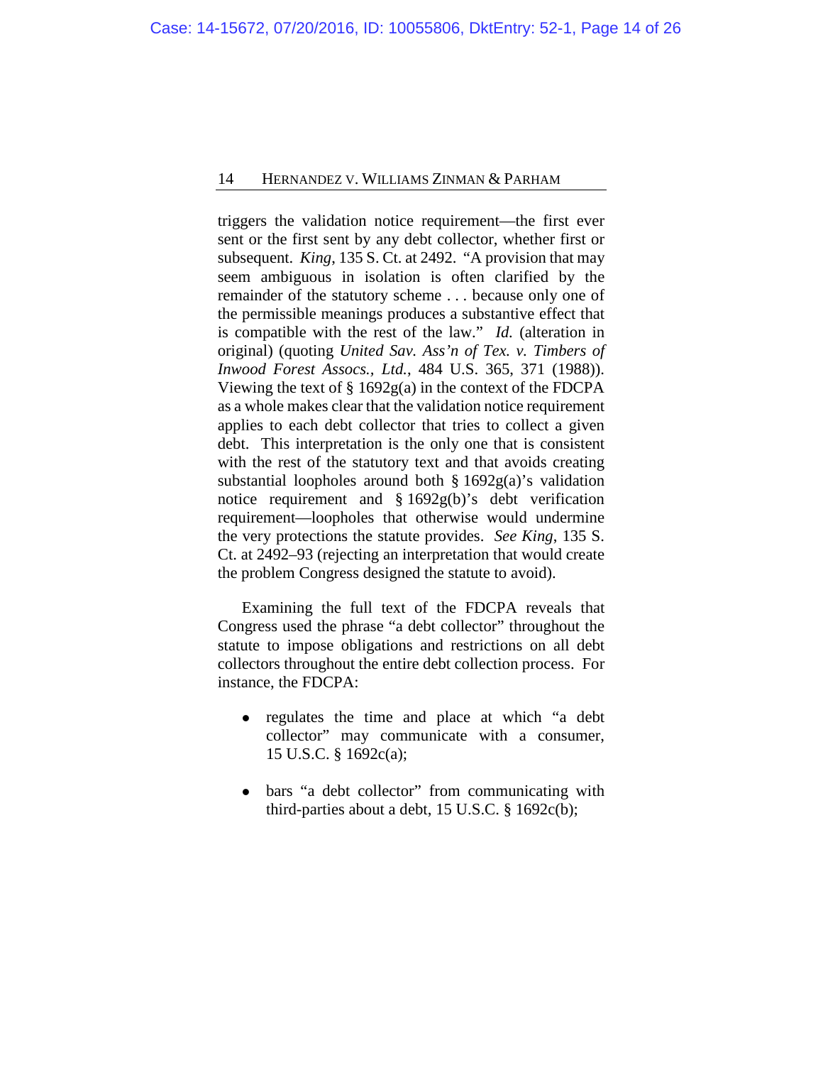triggers the validation notice requirement—the first ever sent or the first sent by any debt collector, whether first or subsequent. *King*, 135 S. Ct. at 2492. "A provision that may seem ambiguous in isolation is often clarified by the remainder of the statutory scheme . . . because only one of the permissible meanings produces a substantive effect that is compatible with the rest of the law." *Id.* (alteration in original) (quoting *United Sav. Ass'n of Tex. v. Timbers of Inwood Forest Assocs., Ltd.*, 484 U.S. 365, 371 (1988)). Viewing the text of § 1692g(a) in the context of the FDCPA as a whole makes clear that the validation notice requirement applies to each debt collector that tries to collect a given debt. This interpretation is the only one that is consistent with the rest of the statutory text and that avoids creating substantial loopholes around both § 1692g(a)'s validation notice requirement and § 1692g(b)'s debt verification requirement—loopholes that otherwise would undermine the very protections the statute provides. *See King*, 135 S. Ct. at 2492–93 (rejecting an interpretation that would create the problem Congress designed the statute to avoid).

Examining the full text of the FDCPA reveals that Congress used the phrase "a debt collector" throughout the statute to impose obligations and restrictions on all debt collectors throughout the entire debt collection process. For instance, the FDCPA:

- regulates the time and place at which "a debt collector" may communicate with a consumer, 15 U.S.C. § 1692c(a);
- bars "a debt collector" from communicating with third-parties about a debt, 15 U.S.C. § 1692c(b);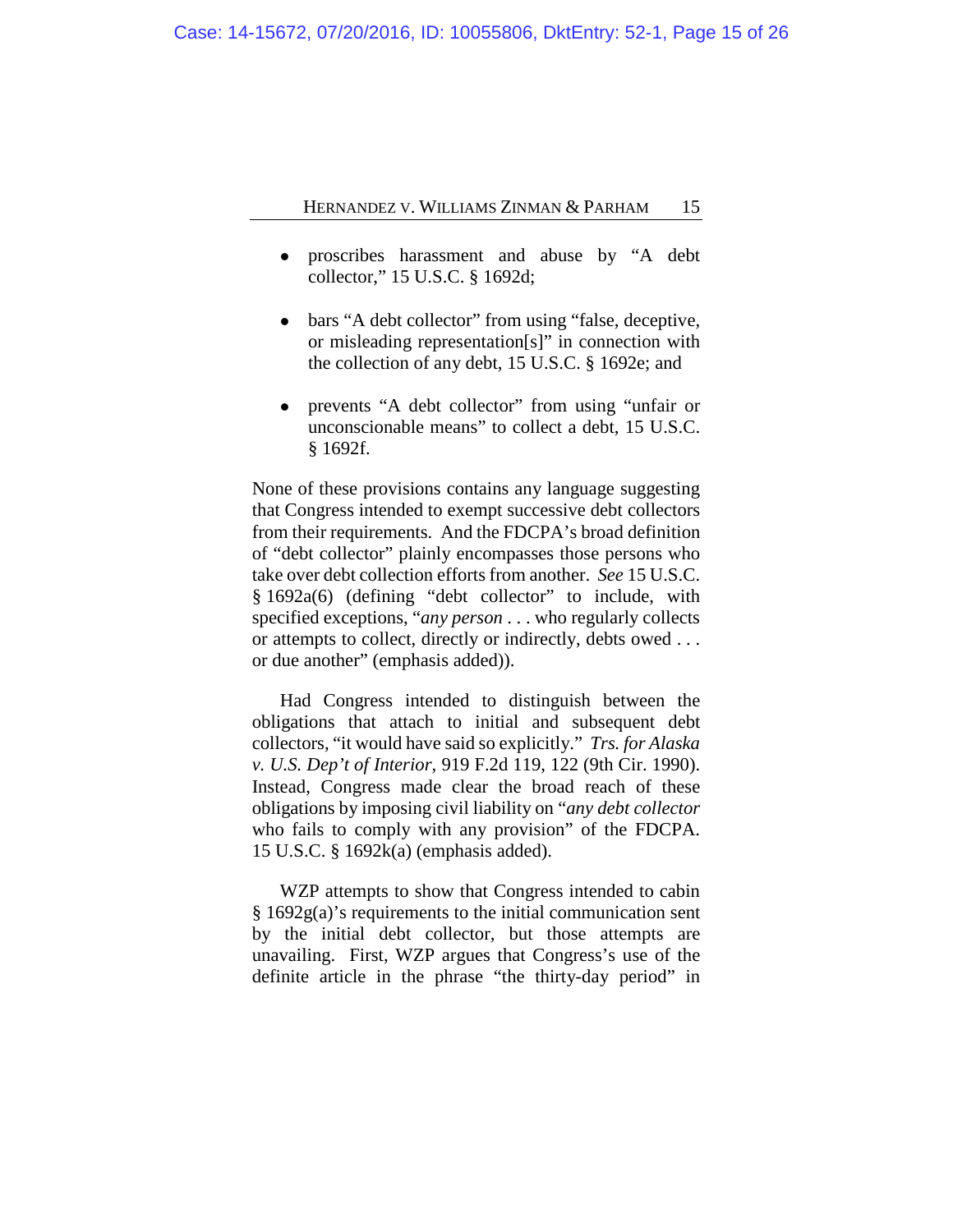- proscribes harassment and abuse by "A debt collector," 15 U.S.C. § 1692d;
- bars "A debt collector" from using "false, deceptive, or misleading representation[s]" in connection with the collection of any debt, 15 U.S.C. § 1692e; and
- prevents "A debt collector" from using "unfair or unconscionable means" to collect a debt, 15 U.S.C. § 1692f.

None of these provisions contains any language suggesting that Congress intended to exempt successive debt collectors from their requirements. And the FDCPA's broad definition of "debt collector" plainly encompasses those persons who take over debt collection efforts from another. *See* 15 U.S.C. § 1692a(6) (defining "debt collector" to include, with specified exceptions, "*any person* . . . who regularly collects or attempts to collect, directly or indirectly, debts owed . . . or due another" (emphasis added)).

Had Congress intended to distinguish between the obligations that attach to initial and subsequent debt collectors, "it would have said so explicitly." *Trs. for Alaska v. U.S. Dep't of Interior*, 919 F.2d 119, 122 (9th Cir. 1990). Instead, Congress made clear the broad reach of these obligations by imposing civil liability on "*any debt collector* who fails to comply with any provision" of the FDCPA. 15 U.S.C. § 1692k(a) (emphasis added).

WZP attempts to show that Congress intended to cabin § 1692g(a)'s requirements to the initial communication sent by the initial debt collector, but those attempts are unavailing. First, WZP argues that Congress's use of the definite article in the phrase "the thirty-day period" in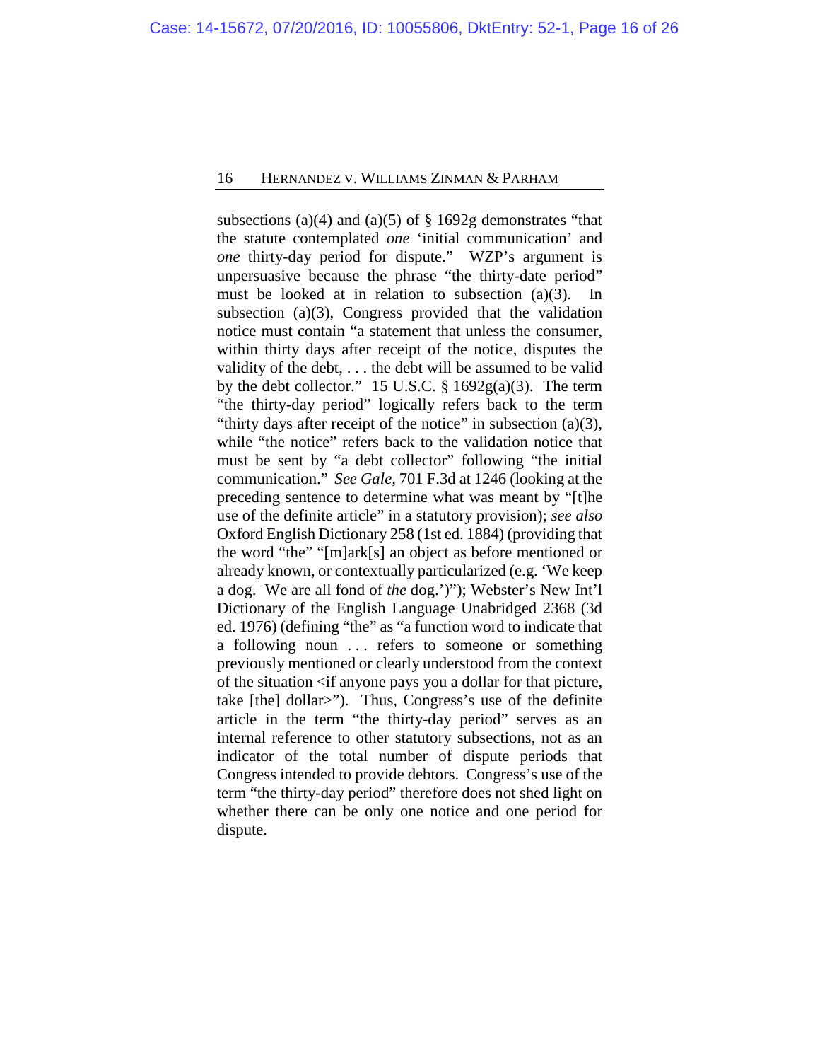subsections (a)(4) and (a)(5) of § 1692g demonstrates "that the statute contemplated *one* 'initial communication' and *one* thirty-day period for dispute." WZP's argument is unpersuasive because the phrase "the thirty-date period" must be looked at in relation to subsection (a)(3). In subsection (a)(3), Congress provided that the validation notice must contain "a statement that unless the consumer, within thirty days after receipt of the notice, disputes the validity of the debt, . . . the debt will be assumed to be valid by the debt collector." 15 U.S.C. § 1692g(a)(3). The term "the thirty-day period" logically refers back to the term "thirty days after receipt of the notice" in subsection (a)(3), while "the notice" refers back to the validation notice that must be sent by "a debt collector" following "the initial communication." *See Gale*, 701 F.3d at 1246 (looking at the preceding sentence to determine what was meant by "[t]he use of the definite article" in a statutory provision); *see also* Oxford English Dictionary 258 (1st ed. 1884) (providing that the word "the" "[m]ark[s] an object as before mentioned or already known, or contextually particularized (e.g. 'We keep a dog. We are all fond of *the* dog.')"); Webster's New Int'l Dictionary of the English Language Unabridged 2368 (3d ed. 1976) (defining "the" as "a function word to indicate that a following noun . . . refers to someone or something previously mentioned or clearly understood from the context of the situation <if anyone pays you a dollar for that picture, take [the] dollar>"). Thus, Congress's use of the definite article in the term "the thirty-day period" serves as an internal reference to other statutory subsections, not as an indicator of the total number of dispute periods that Congress intended to provide debtors. Congress's use of the term "the thirty-day period" therefore does not shed light on whether there can be only one notice and one period for dispute.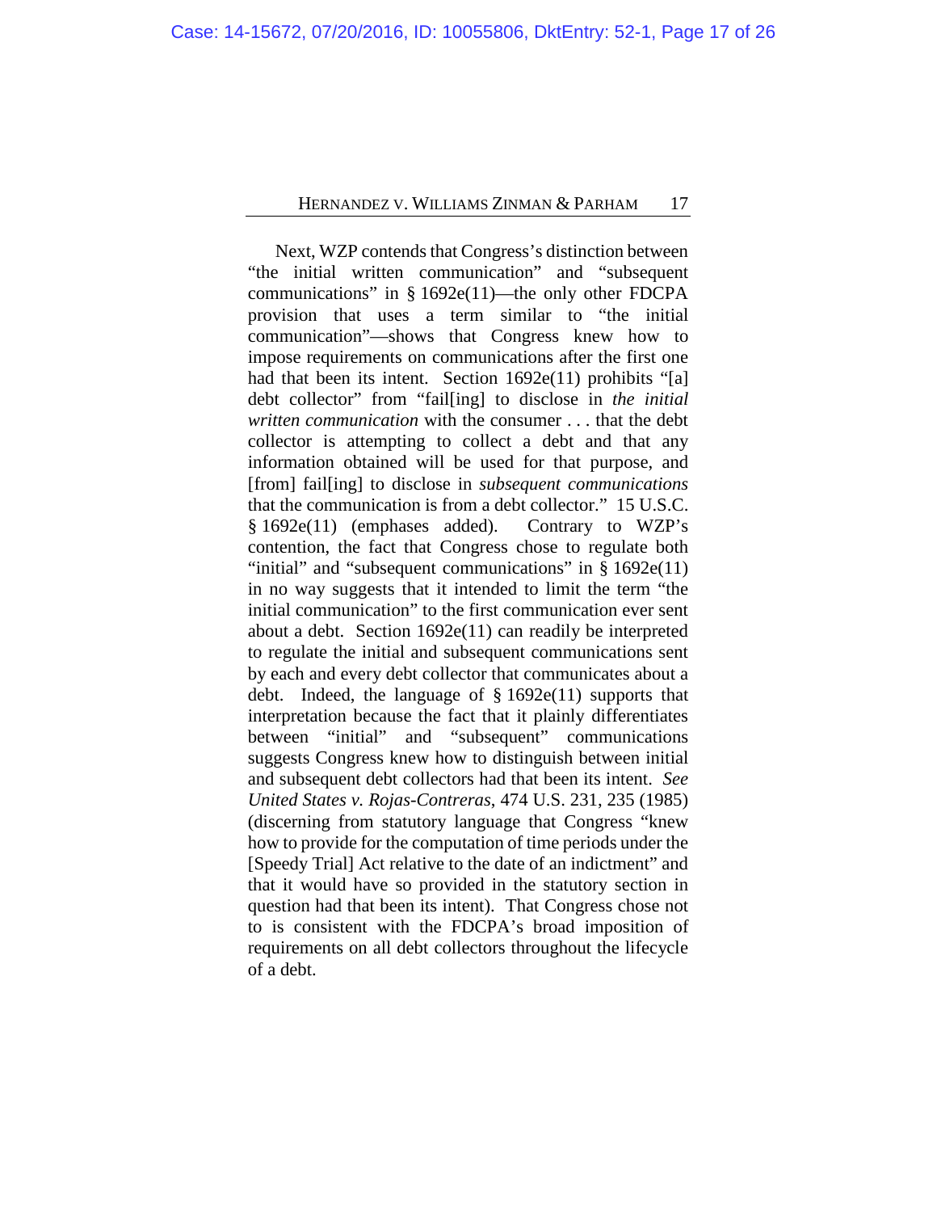Next, WZP contends that Congress's distinction between "the initial written communication" and "subsequent communications" in § 1692e(11)—the only other FDCPA provision that uses a term similar to "the initial communication"—shows that Congress knew how to impose requirements on communications after the first one had that been its intent. Section 1692e(11) prohibits "[a] debt collector" from "fail[ing] to disclose in *the initial written communication* with the consumer . . . that the debt collector is attempting to collect a debt and that any information obtained will be used for that purpose, and [from] fail[ing] to disclose in *subsequent communications* that the communication is from a debt collector." 15 U.S.C. § 1692e(11) (emphases added). Contrary to WZP's contention, the fact that Congress chose to regulate both "initial" and "subsequent communications" in § 1692e(11) in no way suggests that it intended to limit the term "the initial communication" to the first communication ever sent about a debt. Section 1692e(11) can readily be interpreted to regulate the initial and subsequent communications sent by each and every debt collector that communicates about a debt. Indeed, the language of § 1692e(11) supports that interpretation because the fact that it plainly differentiates between "initial" and "subsequent" communications suggests Congress knew how to distinguish between initial and subsequent debt collectors had that been its intent. *See United States v. Rojas-Contreras*, 474 U.S. 231, 235 (1985) (discerning from statutory language that Congress "knew how to provide for the computation of time periods under the [Speedy Trial] Act relative to the date of an indictment" and that it would have so provided in the statutory section in question had that been its intent). That Congress chose not to is consistent with the FDCPA's broad imposition of requirements on all debt collectors throughout the lifecycle of a debt.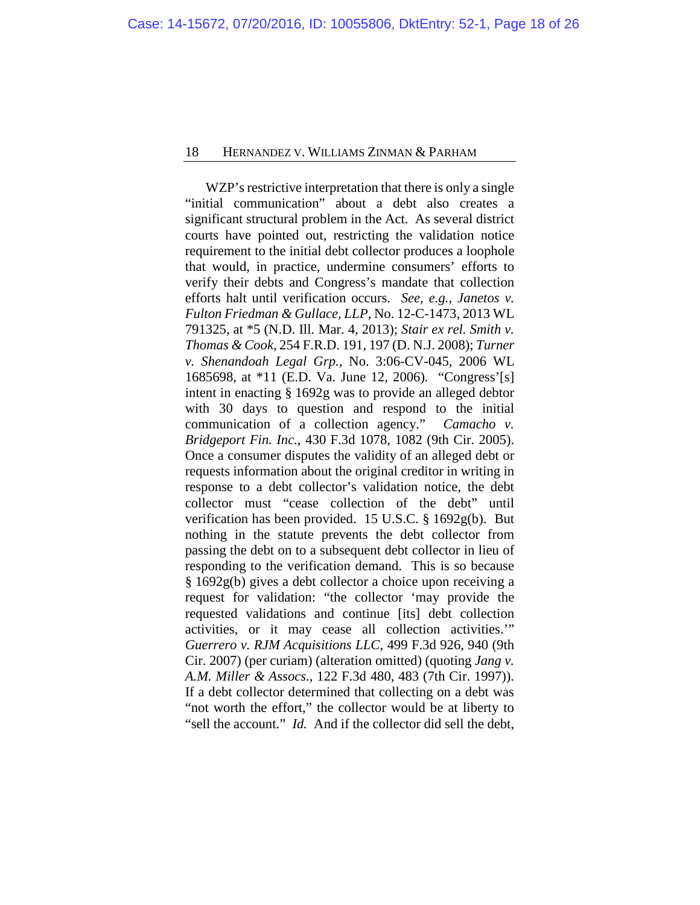WZP's restrictive interpretation that there is only a single "initial communication" about a debt also creates a significant structural problem in the Act. As several district courts have pointed out, restricting the validation notice requirement to the initial debt collector produces a loophole that would, in practice, undermine consumers' efforts to verify their debts and Congress's mandate that collection efforts halt until verification occurs. *See, e.g.*, *Janetos v. Fulton Friedman & Gullace, LLP*, No. 12-C-1473, 2013 WL 791325, at *5 (N.D. Ill. Mar. 4, 2013); *Stair ex rel. Smith v. Thomas & Cook*, 254 F.R.D. 191, 197 (D. N.J. 2008); *Turner v. Shenandoah Legal Grp.*, No. 3:06-CV-045, 2006 WL 1685698, at *11 (E.D. Va. June 12, 2006). "Congress'[s] intent in enacting § 1692g was to provide an alleged debtor with 30 days to question and respond to the initial communication of a collection agency." *Camacho v. Bridgeport Fin. Inc.*, 430 F.3d 1078, 1082 (9th Cir. 2005). Once a consumer disputes the validity of an alleged debt or requests information about the original creditor in writing in response to a debt collector's validation notice, the debt collector must "cease collection of the debt" until verification has been provided. 15 U.S.C. § 1692g(b). But nothing in the statute prevents the debt collector from passing the debt on to a subsequent debt collector in lieu of responding to the verification demand. This is so because § 1692g(b) gives a debt collector a choice upon receiving a request for validation: "the collector 'may provide the requested validations and continue [its] debt collection activities, or it may cease all collection activities.'" *Guerrero v. RJM Acquisitions LLC*, 499 F.3d 926, 940 (9th Cir. 2007) (per curiam) (alteration omitted) (quoting *Jang v. A.M. Miller & Assocs.*, 122 F.3d 480, 483 (7th Cir. 1997)). If a debt collector determined that collecting on a debt was "not worth the effort," the collector would be at liberty to "sell the account." *Id.* And if the collector did sell the debt,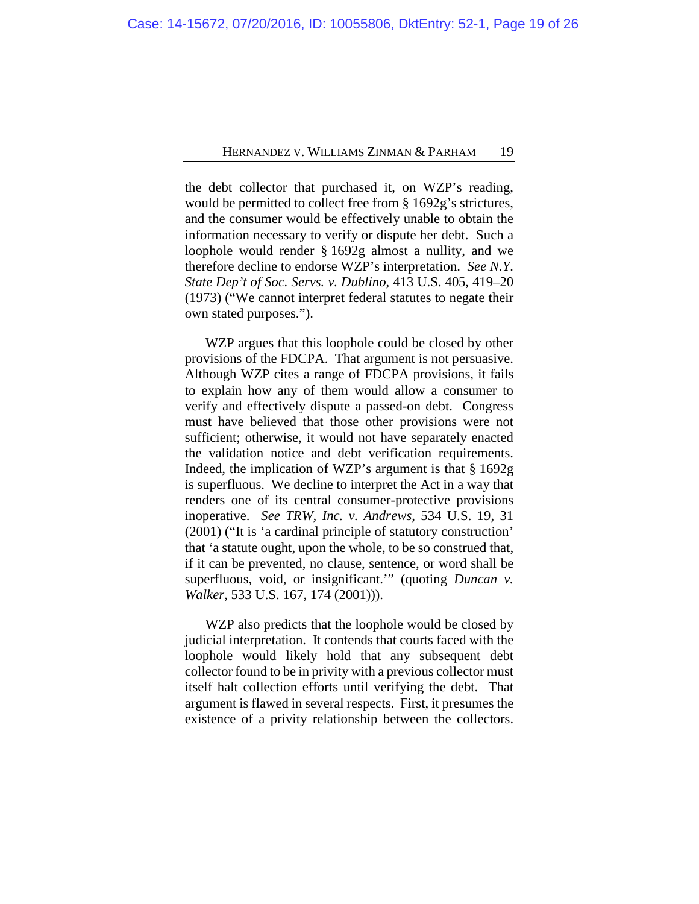the debt collector that purchased it, on WZP's reading, would be permitted to collect free from § 1692g's strictures, and the consumer would be effectively unable to obtain the information necessary to verify or dispute her debt. Such a loophole would render § 1692g almost a nullity, and we therefore decline to endorse WZP's interpretation. *See N.Y. State Dep't of Soc. Servs. v. Dublino*, 413 U.S. 405, 419–20 (1973) ("We cannot interpret federal statutes to negate their own stated purposes.").

WZP argues that this loophole could be closed by other provisions of the FDCPA. That argument is not persuasive. Although WZP cites a range of FDCPA provisions, it fails to explain how any of them would allow a consumer to verify and effectively dispute a passed-on debt. Congress must have believed that those other provisions were not sufficient; otherwise, it would not have separately enacted the validation notice and debt verification requirements. Indeed, the implication of WZP's argument is that § 1692g is superfluous. We decline to interpret the Act in a way that renders one of its central consumer-protective provisions inoperative. *See TRW, Inc. v. Andrews*, 534 U.S. 19, 31 (2001) ("It is 'a cardinal principle of statutory construction' that 'a statute ought, upon the whole, to be so construed that, if it can be prevented, no clause, sentence, or word shall be superfluous, void, or insignificant.'" (quoting *Duncan v. Walker*, 533 U.S. 167, 174 (2001))).

WZP also predicts that the loophole would be closed by judicial interpretation. It contends that courts faced with the loophole would likely hold that any subsequent debt collector found to be in privity with a previous collector must itself halt collection efforts until verifying the debt. That argument is flawed in several respects. First, it presumes the existence of a privity relationship between the collectors.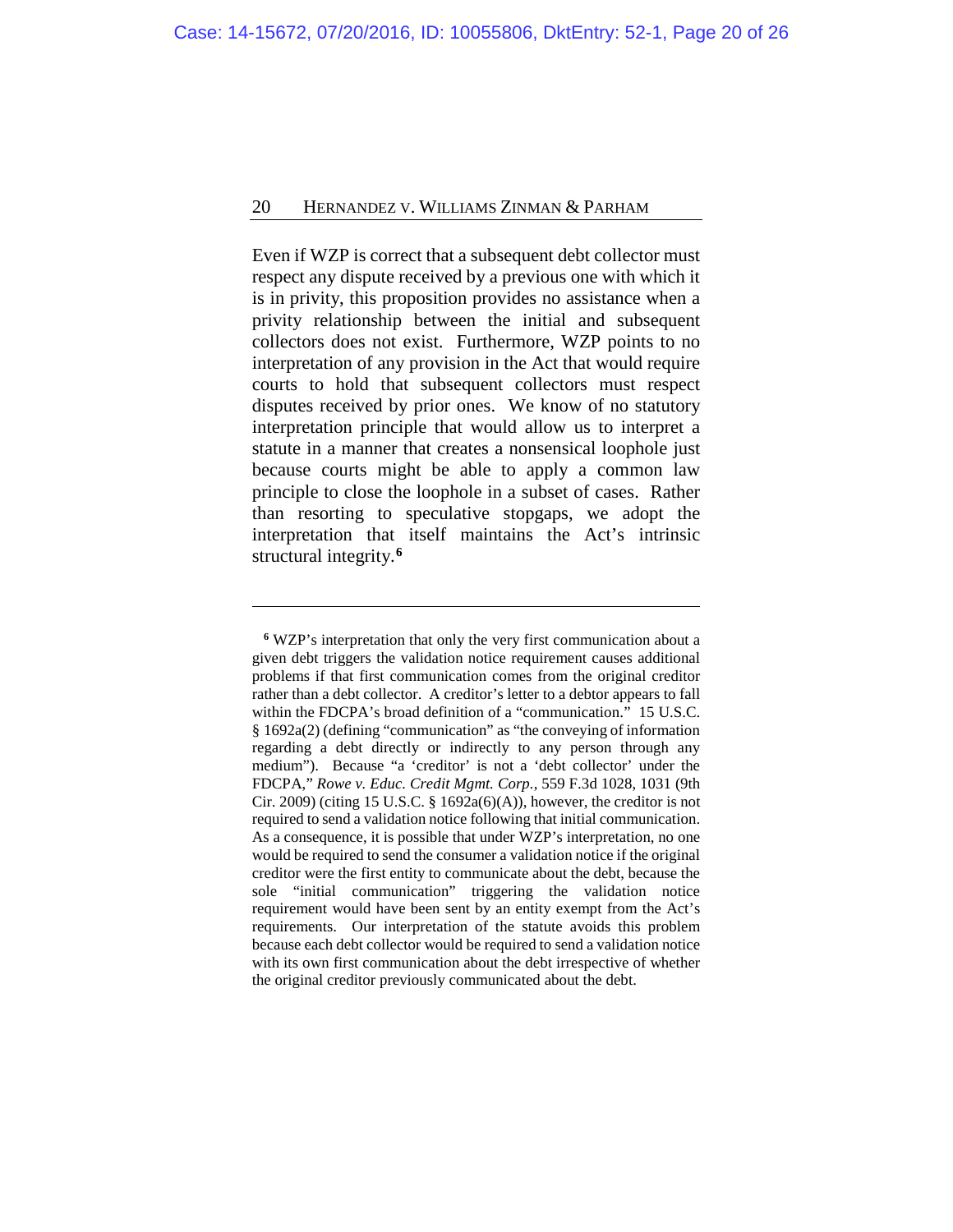Even if WZP is correct that a subsequent debt collector must respect any dispute received by a previous one with which it is in privity, this proposition provides no assistance when a privity relationship between the initial and subsequent collectors does not exist. Furthermore, WZP points to no interpretation of any provision in the Act that would require courts to hold that subsequent collectors must respect disputes received by prior ones. We know of no statutory interpretation principle that would allow us to interpret a statute in a manner that creates a nonsensical loophole just because courts might be able to apply a common law principle to close the loophole in a subset of cases. Rather than resorting to speculative stopgaps, we adopt the interpretation that itself maintains the Act's intrinsic structural integrity.[6]

---

[6] WZP's interpretation that only the very first communication about a given debt triggers the validation notice requirement causes additional problems if that first communication comes from the original creditor rather than a debt collector. A creditor's letter to a debtor appears to fall within the FDCPA's broad definition of a "communication." 15 U.S.C. § 1692a(2) (defining "communication" as "the conveying of information regarding a debt directly or indirectly to any person through any medium"). Because "a 'creditor' is not a 'debt collector' under the FDCPA," *Rowe v. Educ. Credit Mgmt. Corp.*, 559 F.3d 1028, 1031 (9th Cir. 2009) (citing 15 U.S.C. § 1692a(6)(A)), however, the creditor is not required to send a validation notice following that initial communication. As a consequence, it is possible that under WZP's interpretation, no one would be required to send the consumer a validation notice if the original creditor were the first entity to communicate about the debt, because the sole "initial communication" triggering the validation notice requirement would have been sent by an entity exempt from the Act's requirements. Our interpretation of the statute avoids this problem because each debt collector would be required to send a validation notice with its own first communication about the debt irrespective of whether the original creditor previously communicated about the debt.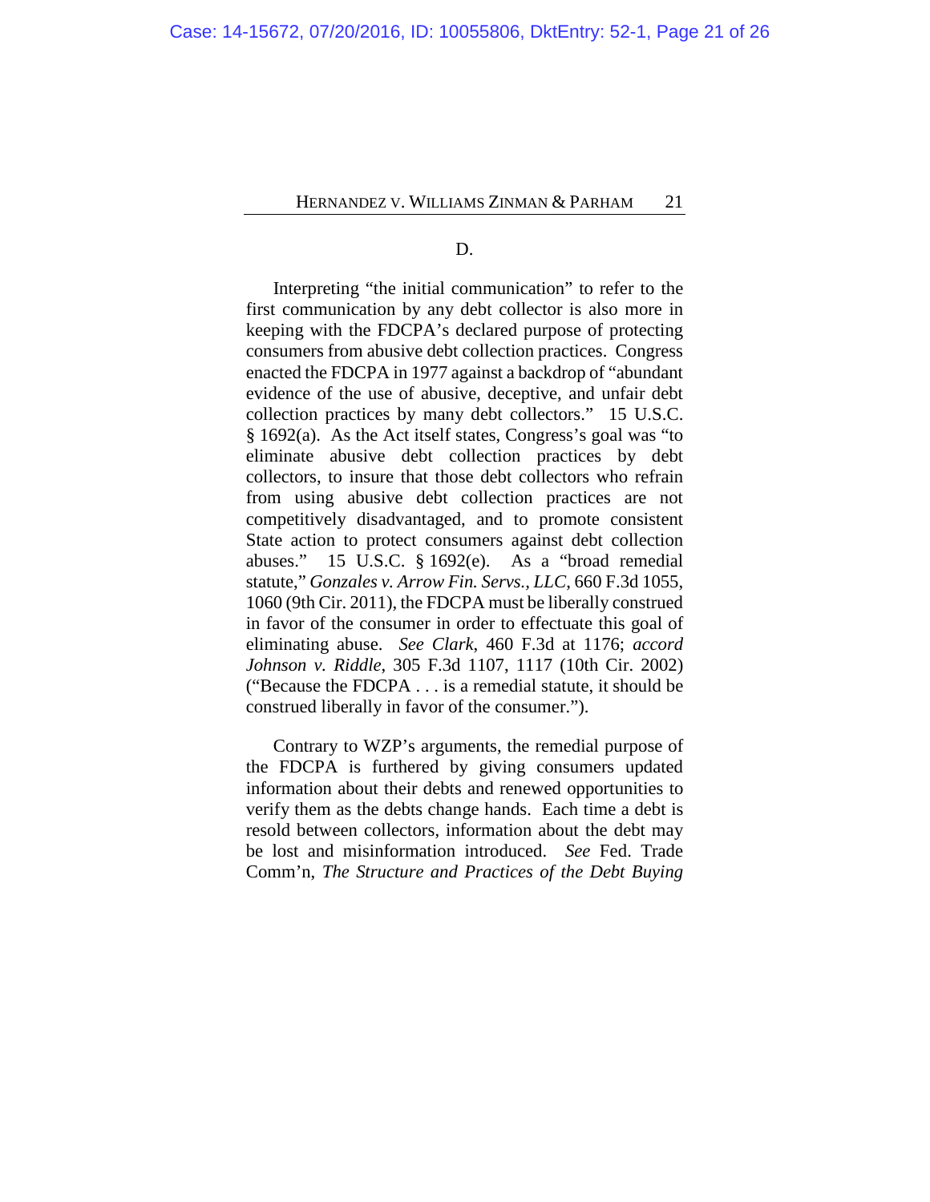D.

Interpreting "the initial communication" to refer to the first communication by any debt collector is also more in keeping with the FDCPA's declared purpose of protecting consumers from abusive debt collection practices. Congress enacted the FDCPA in 1977 against a backdrop of "abundant evidence of the use of abusive, deceptive, and unfair debt collection practices by many debt collectors." 15 U.S.C. § 1692(a). As the Act itself states, Congress's goal was "to eliminate abusive debt collection practices by debt collectors, to insure that those debt collectors who refrain from using abusive debt collection practices are not competitively disadvantaged, and to promote consistent State action to protect consumers against debt collection abuses." 15 U.S.C. § 1692(e). As a "broad remedial statute," *Gonzales v. Arrow Fin. Servs., LLC*, 660 F.3d 1055, 1060 (9th Cir. 2011), the FDCPA must be liberally construed in favor of the consumer in order to effectuate this goal of eliminating abuse. *See Clark*, 460 F.3d at 1176; *accord Johnson v. Riddle*, 305 F.3d 1107, 1117 (10th Cir. 2002) ("Because the FDCPA . . . is a remedial statute, it should be construed liberally in favor of the consumer.").

Contrary to WZP's arguments, the remedial purpose of the FDCPA is furthered by giving consumers updated information about their debts and renewed opportunities to verify them as the debts change hands. Each time a debt is resold between collectors, information about the debt may be lost and misinformation introduced. *See* Fed. Trade Comm'n, *The Structure and Practices of the Debt Buying*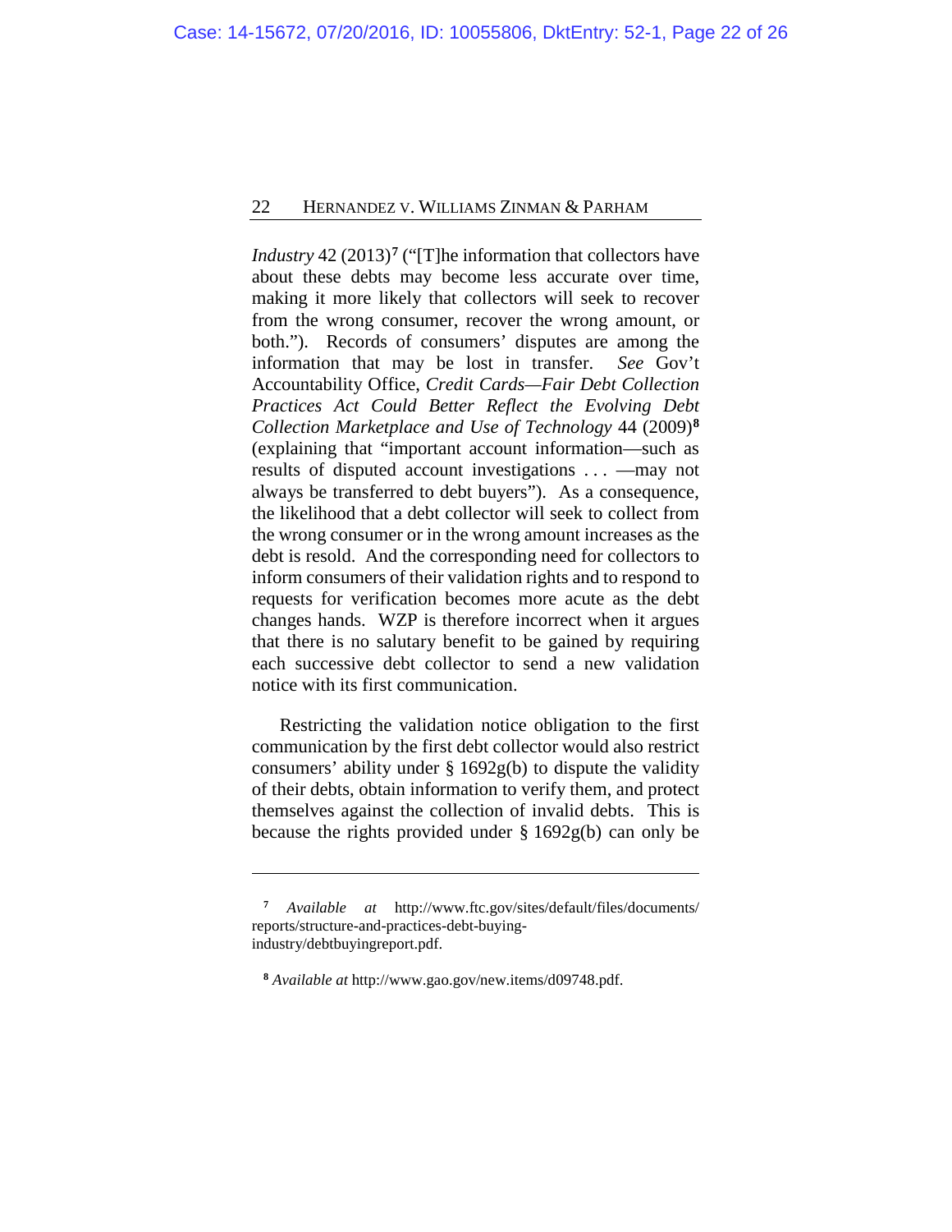*Industry* 42 (2013)[7] ("[T]he information that collectors have about these debts may become less accurate over time, making it more likely that collectors will seek to recover from the wrong consumer, recover the wrong amount, or both."). Records of consumers' disputes are among the information that may be lost in transfer. *See* Gov't Accountability Office, *Credit Cards—Fair Debt Collection Practices Act Could Better Reflect the Evolving Debt Collection Marketplace and Use of Technology* 44 (2009)[8] (explaining that "important account information—such as results of disputed account investigations . . . —may not always be transferred to debt buyers"). As a consequence, the likelihood that a debt collector will seek to collect from the wrong consumer or in the wrong amount increases as the debt is resold. And the corresponding need for collectors to inform consumers of their validation rights and to respond to requests for verification becomes more acute as the debt changes hands. WZP is therefore incorrect when it argues that there is no salutary benefit to be gained by requiring each successive debt collector to send a new validation notice with its first communication.

Restricting the validation notice obligation to the first communication by the first debt collector would also restrict consumers' ability under § 1692g(b) to dispute the validity of their debts, obtain information to verify them, and protect themselves against the collection of invalid debts. This is because the rights provided under § 1692g(b) can only be

---

[7] *Available at* http://www.ftc.gov/sites/default/files/documents/reports/structure-and-practices-debt-buying-industry/debtbuyingreport.pdf.

[8] *Available at* http://www.gao.gov/new.items/d09748.pdf.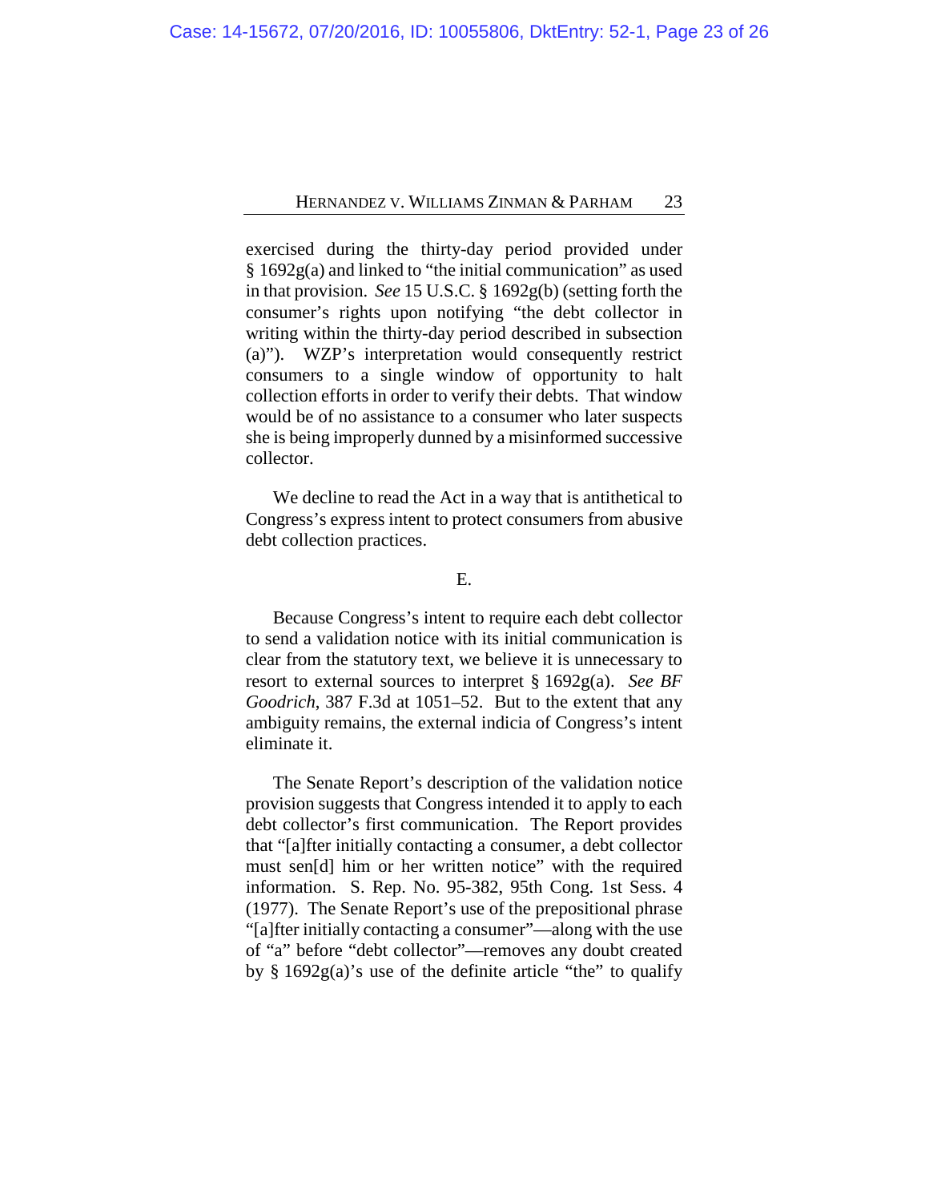exercised during the thirty-day period provided under § 1692g(a) and linked to "the initial communication" as used in that provision. *See* 15 U.S.C. § 1692g(b) (setting forth the consumer's rights upon notifying "the debt collector in writing within the thirty-day period described in subsection (a)"). WZP's interpretation would consequently restrict consumers to a single window of opportunity to halt collection efforts in order to verify their debts. That window would be of no assistance to a consumer who later suspects she is being improperly dunned by a misinformed successive collector.

We decline to read the Act in a way that is antithetical to Congress's express intent to protect consumers from abusive debt collection practices.

E.

Because Congress's intent to require each debt collector to send a validation notice with its initial communication is clear from the statutory text, we believe it is unnecessary to resort to external sources to interpret § 1692g(a). *See BF Goodrich*, 387 F.3d at 1051–52. But to the extent that any ambiguity remains, the external indicia of Congress's intent eliminate it.

The Senate Report's description of the validation notice provision suggests that Congress intended it to apply to each debt collector's first communication. The Report provides that "[a]fter initially contacting a consumer, a debt collector must sen[d] him or her written notice" with the required information. S. Rep. No. 95-382, 95th Cong. 1st Sess. 4 (1977). The Senate Report's use of the prepositional phrase "[a]fter initially contacting a consumer"—along with the use of "a" before "debt collector"—removes any doubt created by § 1692g(a)'s use of the definite article "the" to qualify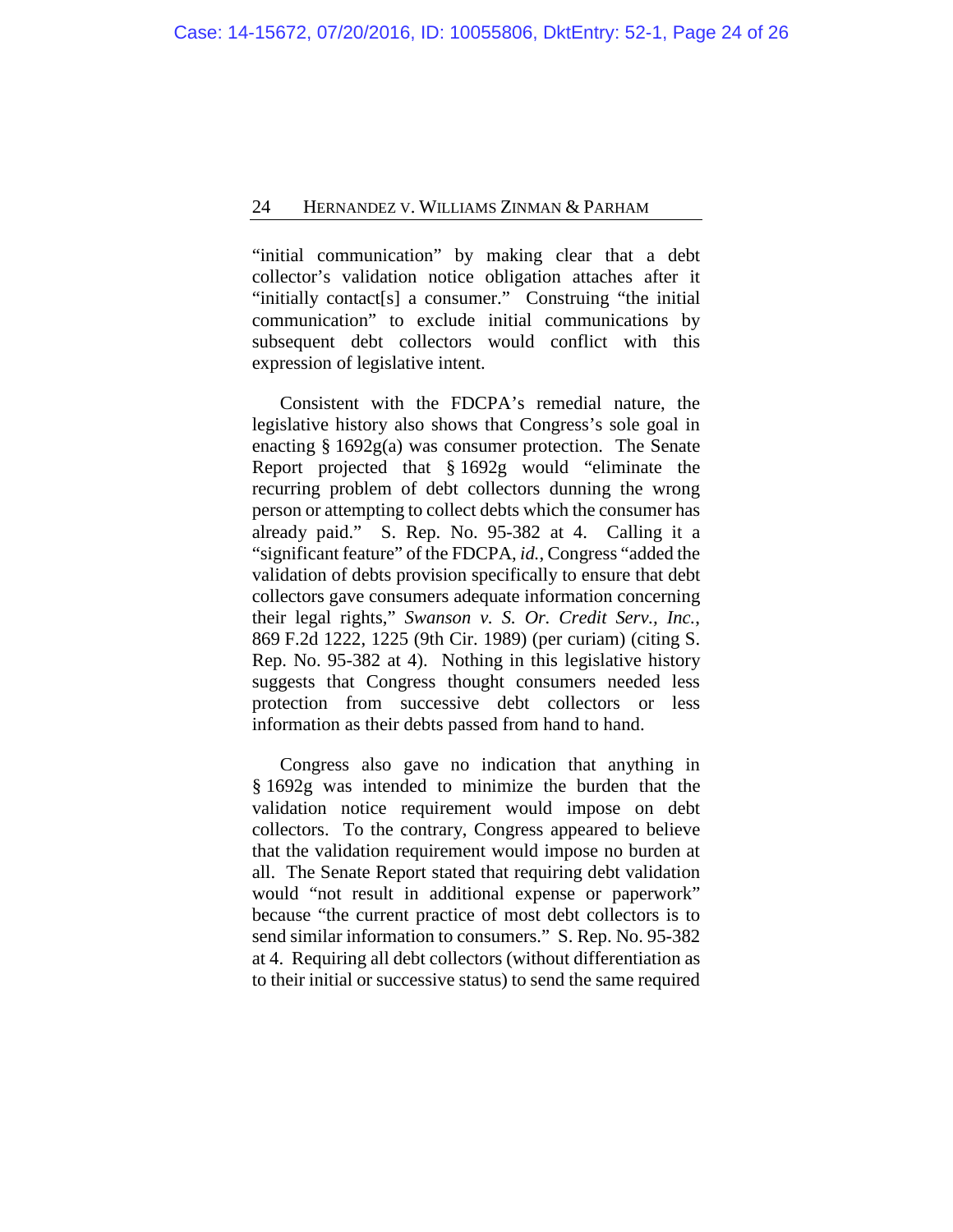"initial communication" by making clear that a debt collector's validation notice obligation attaches after it "initially contact[s] a consumer." Construing "the initial communication" to exclude initial communications by subsequent debt collectors would conflict with this expression of legislative intent.

Consistent with the FDCPA's remedial nature, the legislative history also shows that Congress's sole goal in enacting § 1692g(a) was consumer protection. The Senate Report projected that § 1692g would "eliminate the recurring problem of debt collectors dunning the wrong person or attempting to collect debts which the consumer has already paid." S. Rep. No. 95-382 at 4. Calling it a "significant feature" of the FDCPA, *id.*, Congress "added the validation of debts provision specifically to ensure that debt collectors gave consumers adequate information concerning their legal rights," *Swanson v. S. Or. Credit Serv., Inc.*, 869 F.2d 1222, 1225 (9th Cir. 1989) (per curiam) (citing S. Rep. No. 95-382 at 4). Nothing in this legislative history suggests that Congress thought consumers needed less protection from successive debt collectors or less information as their debts passed from hand to hand.

Congress also gave no indication that anything in § 1692g was intended to minimize the burden that the validation notice requirement would impose on debt collectors. To the contrary, Congress appeared to believe that the validation requirement would impose no burden at all. The Senate Report stated that requiring debt validation would "not result in additional expense or paperwork" because "the current practice of most debt collectors is to send similar information to consumers." S. Rep. No. 95-382 at 4. Requiring all debt collectors (without differentiation as to their initial or successive status) to send the same required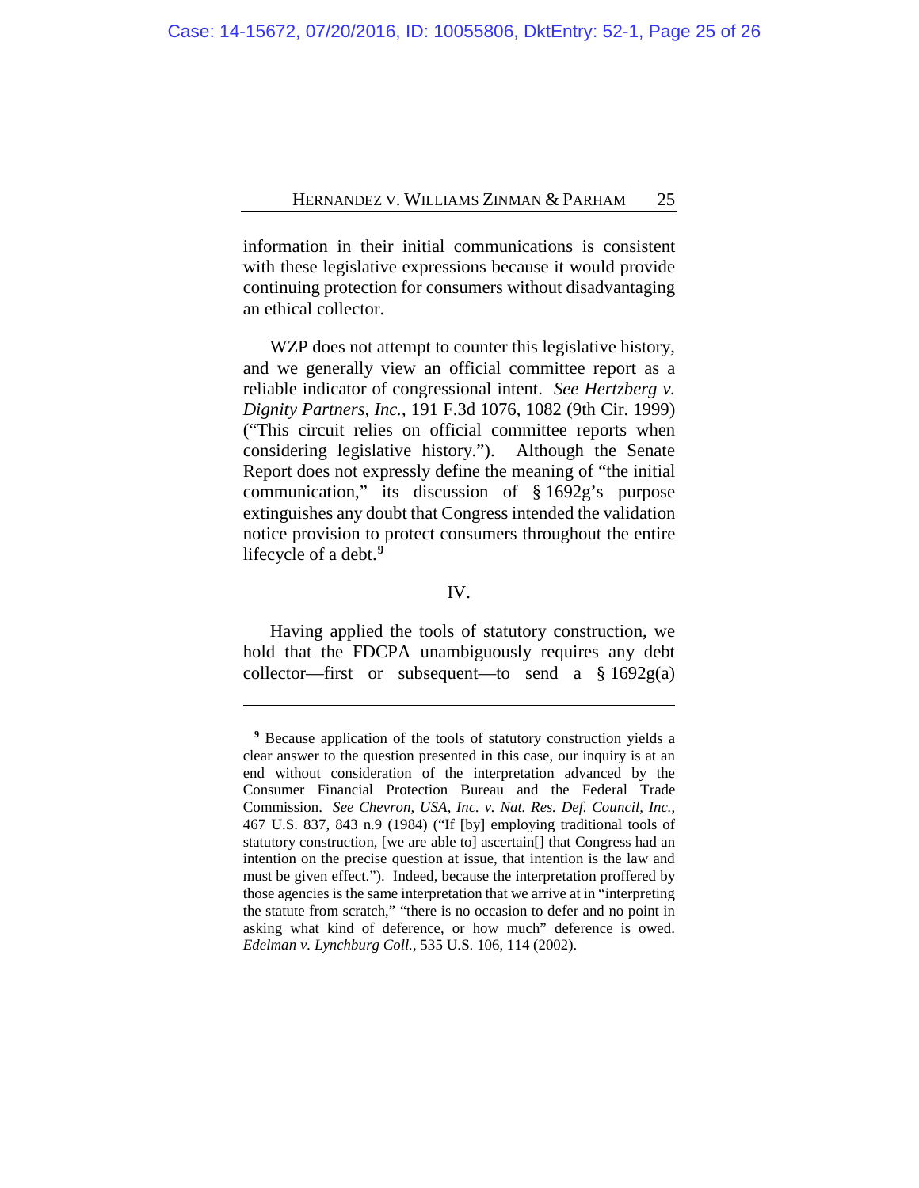information in their initial communications is consistent with these legislative expressions because it would provide continuing protection for consumers without disadvantaging an ethical collector.

WZP does not attempt to counter this legislative history, and we generally view an official committee report as a reliable indicator of congressional intent. *See Hertzberg v. Dignity Partners, Inc.*, 191 F.3d 1076, 1082 (9th Cir. 1999) ("This circuit relies on official committee reports when considering legislative history."). Although the Senate Report does not expressly define the meaning of "the initial communication," its discussion of § 1692g's purpose extinguishes any doubt that Congress intended the validation notice provision to protect consumers throughout the entire lifecycle of a debt.[9]

## IV.

Having applied the tools of statutory construction, we hold that the FDCPA unambiguously requires any debt collector—first or subsequent—to send a § 1692g(a)

---

[9] Because application of the tools of statutory construction yields a clear answer to the question presented in this case, our inquiry is at an end without consideration of the interpretation advanced by the Consumer Financial Protection Bureau and the Federal Trade Commission. *See Chevron, USA, Inc. v. Nat. Res. Def. Council, Inc.*, 467 U.S. 837, 843 n.9 (1984) ("If [by] employing traditional tools of statutory construction, [we are able to] ascertain[] that Congress had an intention on the precise question at issue, that intention is the law and must be given effect."). Indeed, because the interpretation proffered by those agencies is the same interpretation that we arrive at in "interpreting the statute from scratch," "there is no occasion to defer and no point in asking what kind of deference, or how much" deference is owed. *Edelman v. Lynchburg Coll.*, 535 U.S. 106, 114 (2002).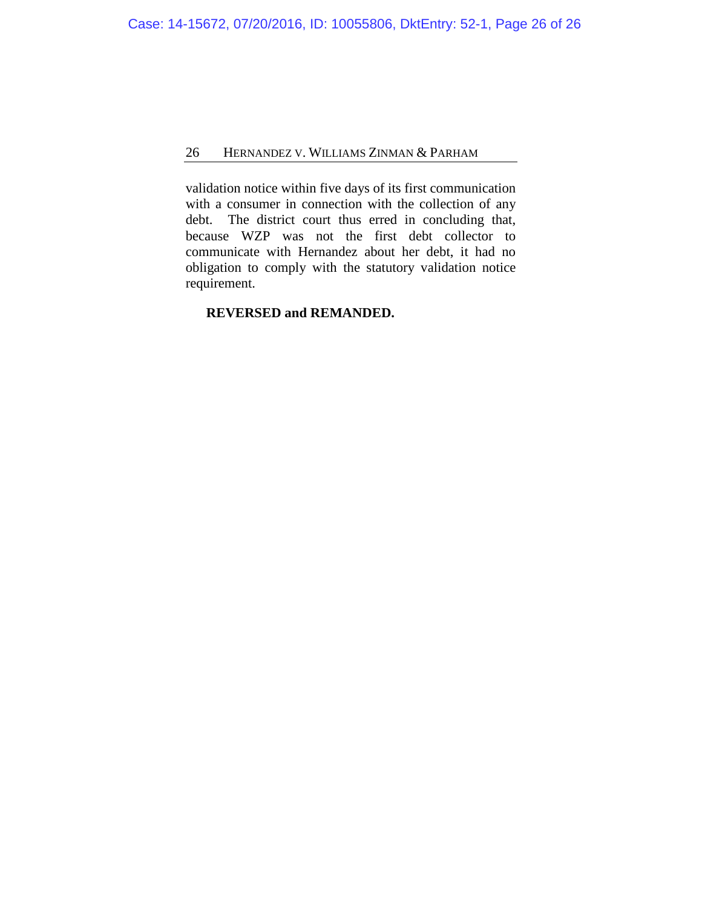validation notice within five days of its first communication with a consumer in connection with the collection of any debt. The district court thus erred in concluding that, because WZP was not the first debt collector to communicate with Hernandez about her debt, it had no obligation to comply with the statutory validation notice requirement.

**REVERSED and REMANDED.**